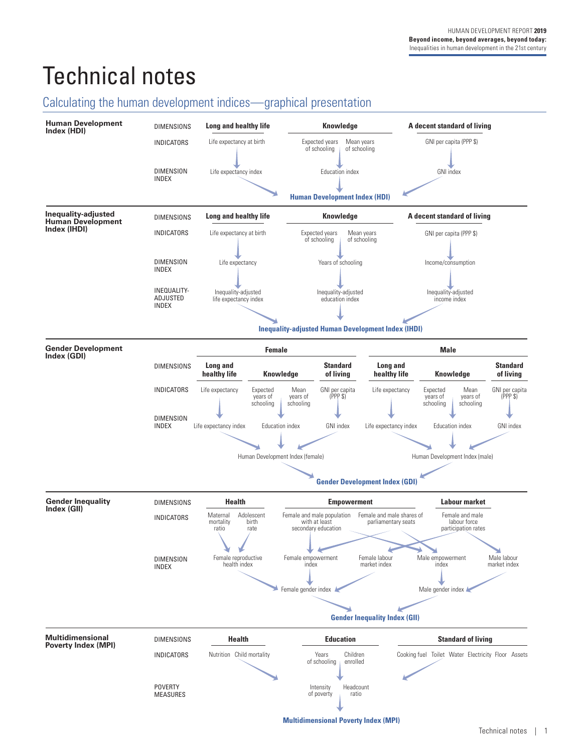# Technical notes

## Calculating the human development indices—graphical presentation

### Human Development Index (HDI)

| | Long and healthy life | Knowledge | | A decent standard of living |
|---|---|---|---|---|
| DIMENSIONS | Long and healthy life | Knowledge | | A decent standard of living |
| INDICATORS | Life expectancy at birth | Expected years of schooling | Mean years of schooling | GNI per capita (PPP $) |
| DIMENSION INDEX | Life expectancy index | Education index | | GNI index |

**Human Development Index (HDI)**

### Inequality-adjusted Human Development Index (IHDI)

| | | | | |
|---|---|---|---|---|
| DIMENSIONS | Long and healthy life | Knowledge | | A decent standard of living |
| INDICATORS | Life expectancy at birth | Expected years of schooling | Mean years of schooling | GNI per capita (PPP $) |
| DIMENSION INDEX | Life expectancy | Years of schooling | | Income/consumption |
| INEQUALITY-ADJUSTED INDEX | Inequality-adjusted life expectancy index | Inequality-adjusted education index | | Inequality-adjusted income index |

**Inequality-adjusted Human Development Index (IHDI)**

### Gender Development Index (GDI)

| | Female | | | | Male | | | |
|---|---|---|---|---|---|---|---|---|
| DIMENSIONS | Long and healthy life | Knowledge | | Standard of living | Long and healthy life | Knowledge | | Standard of living |
| INDICATORS | Life expectancy | Expected years of schooling | Mean years of schooling | GNI per capita (PPP $) | Life expectancy | Expected years of schooling | Mean years of schooling | GNI per capita (PPP $) |
| DIMENSION INDEX | Life expectancy index | Education index | | GNI index | Life expectancy index | Education index | | GNI index |

Human Development Index (female) — Human Development Index (male)

**Gender Development Index (GDI)**

### Gender Inequality Index (GII)

| | | | | | |
|---|---|---|---|---|---|
| DIMENSIONS | Health | | Empowerment | | Labour market |
| INDICATORS | Maternal mortality ratio | Adolescent birth rate | Female and male population with at least secondary education | Female and male shares of parliamentary seats | Female and male labour force participation rates |
| DIMENSION INDEX | Female reproductive health index | | Female empowerment index / Male empowerment index | | Female labour market index / Male labour market index |

Female gender index — Male gender index

**Gender Inequality Index (GII)**

### Multidimensional Poverty Index (MPI)

| | | | | | |
|---|---|---|---|---|---|
| DIMENSIONS | Health | | Education | | Standard of living |
| INDICATORS | Nutrition | Child mortality | Years of schooling | Children enrolled | Cooking fuel, Toilet, Water, Electricity, Floor, Assets |
| POVERTY MEASURES | | | Intensity of poverty | Headcount ratio | |

**Multidimensional Poverty Index (MPI)**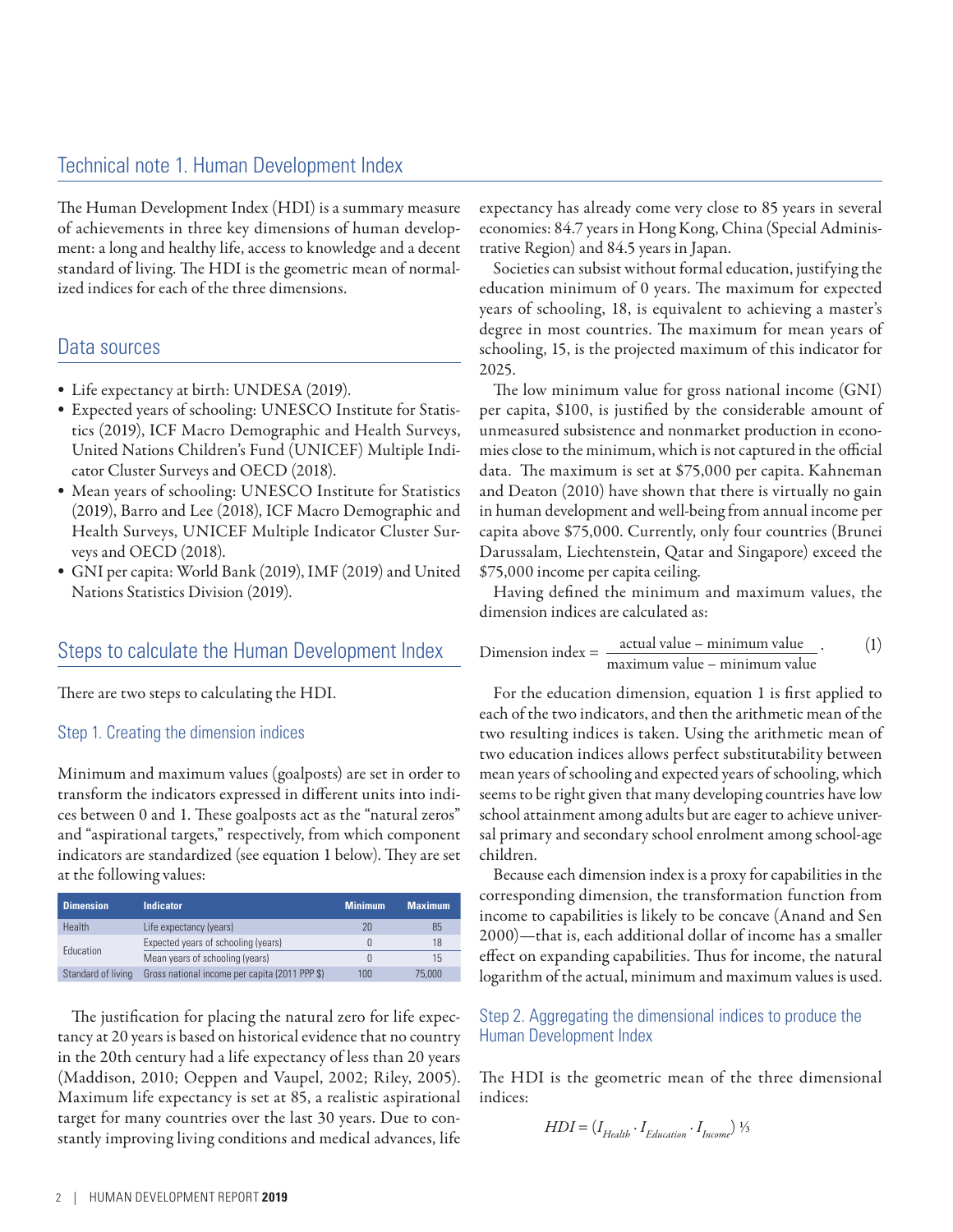## Technical note 1. Human Development Index

The Human Development Index (HDI) is a summary measure of achievements in three key dimensions of human development: a long and healthy life, access to knowledge and a decent standard of living. The HDI is the geometric mean of normalized indices for each of the three dimensions.

## Data sources

- Life expectancy at birth: UNDESA (2019).
- Expected years of schooling: UNESCO Institute for Statistics (2019), ICF Macro Demographic and Health Surveys, United Nations Children's Fund (UNICEF) Multiple Indicator Cluster Surveys and OECD (2018).
- Mean years of schooling: UNESCO Institute for Statistics (2019), Barro and Lee (2018), ICF Macro Demographic and Health Surveys, UNICEF Multiple Indicator Cluster Surveys and OECD (2018).
- GNI per capita: World Bank (2019), IMF (2019) and United Nations Statistics Division (2019).

## Steps to calculate the Human Development Index

There are two steps to calculating the HDI.

### Step 1. Creating the dimension indices

Minimum and maximum values (goalposts) are set in order to transform the indicators expressed in different units into indices between 0 and 1. These goalposts act as the "natural zeros" and "aspirational targets," respectively, from which component indicators are standardized (see equation 1 below). They are set at the following values:

| Dimension | Indicator | Minimum | Maximum |
|---|---|---|---|
| Health | Life expectancy (years) | 20 | 85 |
| Education | Expected years of schooling (years) | 0 | 18 |
| | Mean years of schooling (years) | 0 | 15 |
| Standard of living | Gross national income per capita (2011 PPP $) | 100 | 75,000 |

The justification for placing the natural zero for life expectancy at 20 years is based on historical evidence that no country in the 20th century had a life expectancy of less than 20 years (Maddison, 2010; Oeppen and Vaupel, 2002; Riley, 2005). Maximum life expectancy is set at 85, a realistic aspirational target for many countries over the last 30 years. Due to constantly improving living conditions and medical advances, life expectancy has already come very close to 85 years in several economies: 84.7 years in Hong Kong, China (Special Administrative Region) and 84.5 years in Japan.

Societies can subsist without formal education, justifying the education minimum of 0 years. The maximum for expected years of schooling, 18, is equivalent to achieving a master's degree in most countries. The maximum for mean years of schooling, 15, is the projected maximum of this indicator for 2025.

The low minimum value for gross national income (GNI) per capita, $100, is justified by the considerable amount of unmeasured subsistence and nonmarket production in economies close to the minimum, which is not captured in the official data. The maximum is set at $75,000 per capita. Kahneman and Deaton (2010) have shown that there is virtually no gain in human development and well-being from annual income per capita above $75,000. Currently, only four countries (Brunei Darussalam, Liechtenstein, Qatar and Singapore) exceed the $75,000 income per capita ceiling.

Having defined the minimum and maximum values, the dimension indices are calculated as:

$$\text{Dimension index} = \frac{\text{actual value} - \text{minimum value}}{\text{maximum value} - \text{minimum value}}. \qquad (1)$$

For the education dimension, equation 1 is first applied to each of the two indicators, and then the arithmetic mean of the two resulting indices is taken. Using the arithmetic mean of two education indices allows perfect substitutability between mean years of schooling and expected years of schooling, which seems to be right given that many developing countries have low school attainment among adults but are eager to achieve universal primary and secondary school enrolment among school-age children.

Because each dimension index is a proxy for capabilities in the corresponding dimension, the transformation function from income to capabilities is likely to be concave (Anand and Sen 2000)—that is, each additional dollar of income has a smaller effect on expanding capabilities. Thus for income, the natural logarithm of the actual, minimum and maximum values is used.

### Step 2. Aggregating the dimensional indices to produce the Human Development Index

The HDI is the geometric mean of the three dimensional indices:

$$HDI = (I_{Health} \cdot I_{Education} \cdot I_{Income})^{1/3}$$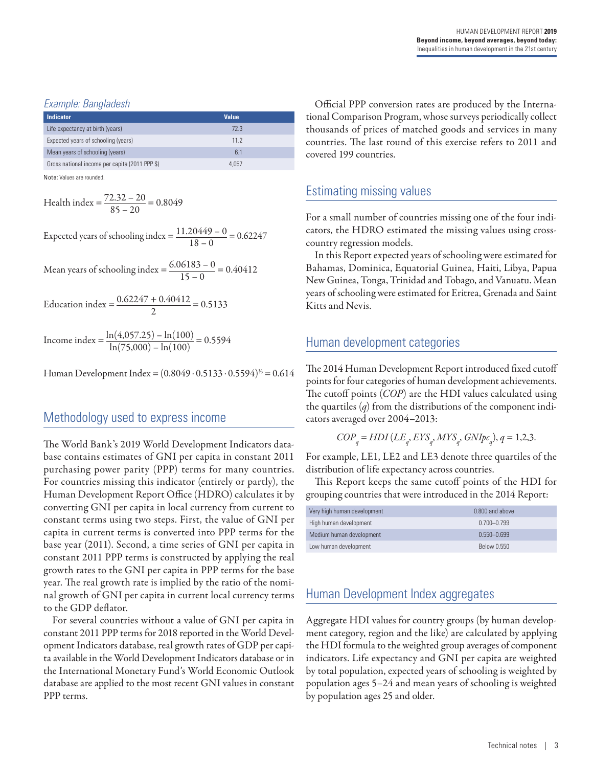*Example: Bangladesh*

| Indicator | Value |
|---|---|
| Life expectancy at birth (years) | 72.3 |
| Expected years of schooling (years) | 11.2 |
| Mean years of schooling (years) | 6.1 |
| Gross national income per capita (2011 PPP $) | 4,057 |

**Note:** Values are rounded.

$$\text{Health index} = \frac{72.32 - 20}{85 - 20} = 0.8049$$

$$\text{Expected years of schooling index} = \frac{11.20449 - 0}{18 - 0} = 0.62247$$

$$\text{Mean years of schooling index} = \frac{6.06183 - 0}{15 - 0} = 0.40412$$

$$\text{Education index} = \frac{0.62247 + 0.40412}{2} = 0.5133$$

$$\text{Income index} = \frac{\ln(4{,}057.25) - \ln(100)}{\ln(75{,}000) - \ln(100)} = 0.5594$$

$$\text{Human Development Index} = (0.8049 \cdot 0.5133 \cdot 0.5594)^{1/3} = 0.614$$

## Methodology used to express income

The World Bank's 2019 World Development Indicators database contains estimates of GNI per capita in constant 2011 purchasing power parity (PPP) terms for many countries. For countries missing this indicator (entirely or partly), the Human Development Report Office (HDRO) calculates it by converting GNI per capita in local currency from current to constant terms using two steps. First, the value of GNI per capita in current terms is converted into PPP terms for the base year (2011). Second, a time series of GNI per capita in constant 2011 PPP terms is constructed by applying the real growth rates to the GNI per capita in PPP terms for the base year. The real growth rate is implied by the ratio of the nominal growth of GNI per capita in current local currency terms to the GDP deflator.

For several countries without a value of GNI per capita in constant 2011 PPP terms for 2018 reported in the World Development Indicators database, real growth rates of GDP per capita available in the World Development Indicators database or in the International Monetary Fund's World Economic Outlook database are applied to the most recent GNI values in constant PPP terms.

Official PPP conversion rates are produced by the International Comparison Program, whose surveys periodically collect thousands of prices of matched goods and services in many countries. The last round of this exercise refers to 2011 and covered 199 countries.

## Estimating missing values

For a small number of countries missing one of the four indicators, the HDRO estimated the missing values using cross-country regression models.

In this Report expected years of schooling were estimated for Bahamas, Dominica, Equatorial Guinea, Haiti, Libya, Papua New Guinea, Tonga, Trinidad and Tobago, and Vanuatu. Mean years of schooling were estimated for Eritrea, Grenada and Saint Kitts and Nevis.

## Human development categories

The 2014 Human Development Report introduced fixed cutoff points for four categories of human development achievements. The cutoff points (*COP*) are the HDI values calculated using the quartiles (*q*) from the distributions of the component indicators averaged over 2004–2013:

$$COP_q = HDI\,(LE_q, EYS_q, MYS_q, GNIpc_q),\; q = 1,2,3.$$

For example, LE1, LE2 and LE3 denote three quartiles of the distribution of life expectancy across countries.

This Report keeps the same cutoff points of the HDI for grouping countries that were introduced in the 2014 Report:

| | |
|---|---|
| Very high human development | 0.800 and above |
| High human development | 0.700–0.799 |
| Medium human development | 0.550–0.699 |
| Low human development | Below 0.550 |

## Human Development Index aggregates

Aggregate HDI values for country groups (by human development category, region and the like) are calculated by applying the HDI formula to the weighted group averages of component indicators. Life expectancy and GNI per capita are weighted by total population, expected years of schooling is weighted by population ages 5–24 and mean years of schooling is weighted by population ages 25 and older.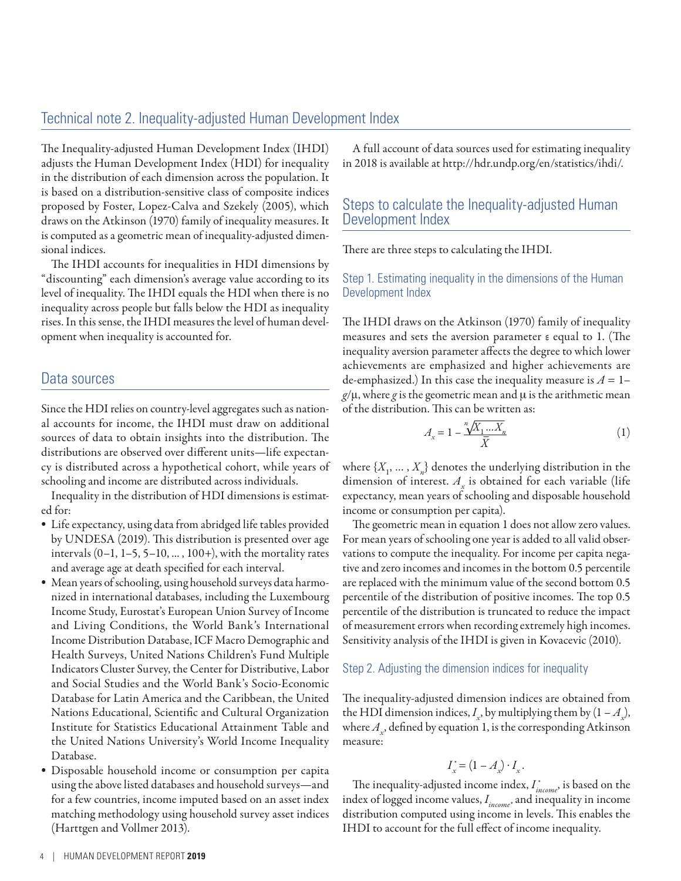## Technical note 2. Inequality-adjusted Human Development Index

The Inequality-adjusted Human Development Index (IHDI) adjusts the Human Development Index (HDI) for inequality in the distribution of each dimension across the population. It is based on a distribution-sensitive class of composite indices proposed by Foster, Lopez-Calva and Szekely (2005), which draws on the Atkinson (1970) family of inequality measures. It is computed as a geometric mean of inequality-adjusted dimensional indices.

The IHDI accounts for inequalities in HDI dimensions by "discounting" each dimension's average value according to its level of inequality. The IHDI equals the HDI when there is no inequality across people but falls below the HDI as inequality rises. In this sense, the IHDI measures the level of human development when inequality is accounted for.

### Data sources

Since the HDI relies on country-level aggregates such as national accounts for income, the IHDI must draw on additional sources of data to obtain insights into the distribution. The distributions are observed over different units—life expectancy is distributed across a hypothetical cohort, while years of schooling and income are distributed across individuals.

Inequality in the distribution of HDI dimensions is estimated for:

- Life expectancy, using data from abridged life tables provided by UNDESA (2019). This distribution is presented over age intervals (0–1, 1–5, 5–10, ... , 100+), with the mortality rates and average age at death specified for each interval.
- Mean years of schooling, using household surveys data harmonized in international databases, including the Luxembourg Income Study, Eurostat's European Union Survey of Income and Living Conditions, the World Bank's International Income Distribution Database, ICF Macro Demographic and Health Surveys, United Nations Children's Fund Multiple Indicators Cluster Survey, the Center for Distributive, Labor and Social Studies and the World Bank's Socio-Economic Database for Latin America and the Caribbean, the United Nations Educational, Scientific and Cultural Organization Institute for Statistics Educational Attainment Table and the United Nations University's World Income Inequality Database.
- Disposable household income or consumption per capita using the above listed databases and household surveys—and for a few countries, income imputed based on an asset index matching methodology using household survey asset indices (Harttgen and Vollmer 2013).

A full account of data sources used for estimating inequality in 2018 is available at http://hdr.undp.org/en/statistics/ihdi/.

### Steps to calculate the Inequality-adjusted Human Development Index

There are three steps to calculating the IHDI.

#### Step 1. Estimating inequality in the dimensions of the Human Development Index

The IHDI draws on the Atkinson (1970) family of inequality measures and sets the aversion parameter ε equal to 1. (The inequality aversion parameter affects the degree to which lower achievements are emphasized and higher achievements are de-emphasized.) In this case the inequality measure is $A = 1 - g/\mu$, where $g$ is the geometric mean and $\mu$ is the arithmetic mean of the distribution. This can be written as:

$$A_x = 1 - \frac{\sqrt[n]{X_1 \ldots X_n}}{\bar{X}} \tag{1}$$

where $\{X_1, \ldots , X_n\}$ denotes the underlying distribution in the dimension of interest. $A_x$ is obtained for each variable (life expectancy, mean years of schooling and disposable household income or consumption per capita).

The geometric mean in equation 1 does not allow zero values. For mean years of schooling one year is added to all valid observations to compute the inequality. For income per capita negative and zero incomes and incomes in the bottom 0.5 percentile are replaced with the minimum value of the second bottom 0.5 percentile of the distribution of positive incomes. The top 0.5 percentile of the distribution is truncated to reduce the impact of measurement errors when recording extremely high incomes. Sensitivity analysis of the IHDI is given in Kovacevic (2010).

#### Step 2. Adjusting the dimension indices for inequality

The inequality-adjusted dimension indices are obtained from the HDI dimension indices, $I_x$, by multiplying them by $(1 - A_x)$, where $A_x$, defined by equation 1, is the corresponding Atkinson measure:

$$I_x^* = (1 - A_x) \cdot I_x .$$

The inequality-adjusted income index, $I^*_{income}$, is based on the index of logged income values, $I_{income}$, and inequality in income distribution computed using income in levels. This enables the IHDI to account for the full effect of income inequality.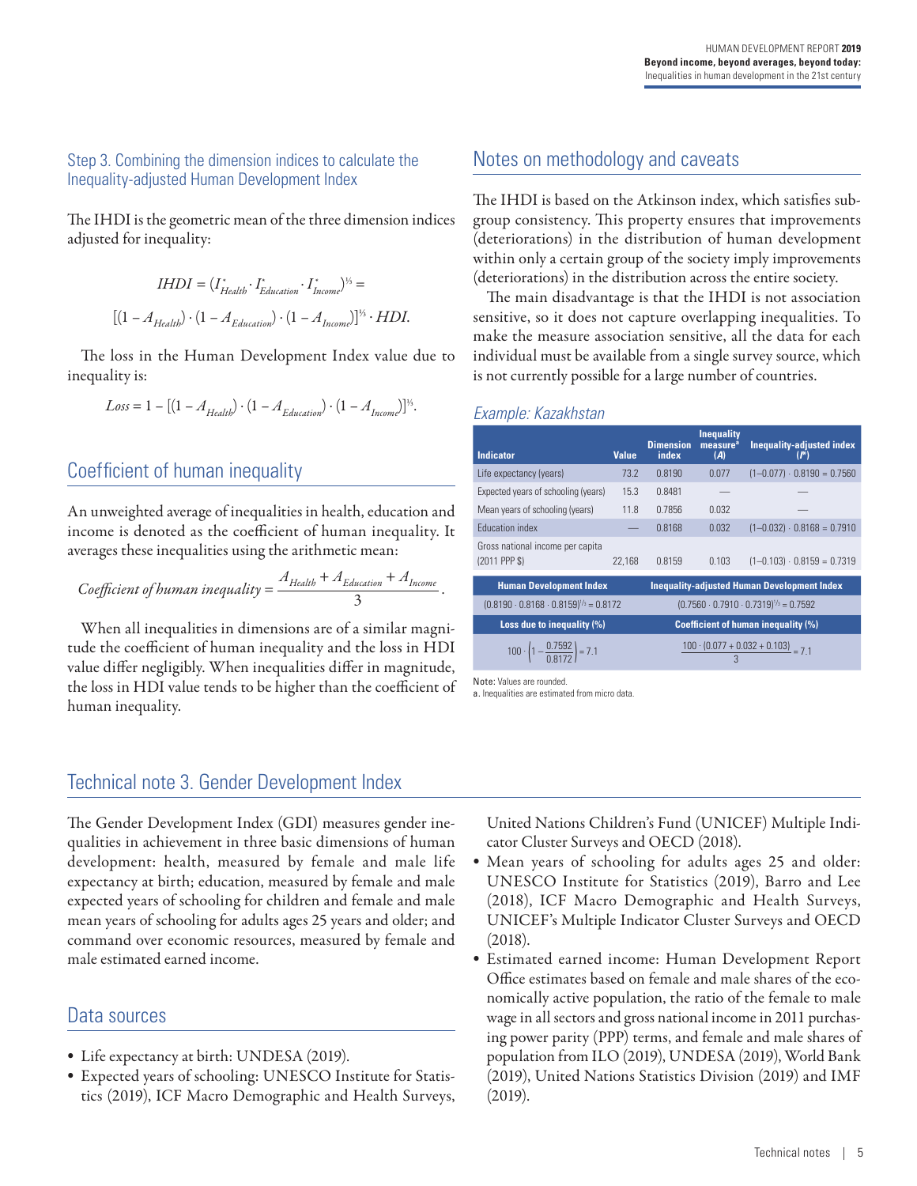### Step 3. Combining the dimension indices to calculate the Inequality-adjusted Human Development Index

The IHDI is the geometric mean of the three dimension indices adjusted for inequality:

$$IHDI = (I^*_{Health} \cdot I^*_{Education} \cdot I^*_{Income})^{1/3} =$$

$$[(1 - A_{Health}) \cdot (1 - A_{Education}) \cdot (1 - A_{Income})]^{1/3} \cdot HDI.$$

The loss in the Human Development Index value due to inequality is:

$$Loss = 1 - [(1 - A_{Health}) \cdot (1 - A_{Education}) \cdot (1 - A_{Income})]^{1/3}.$$

## Coefficient of human inequality

An unweighted average of inequalities in health, education and income is denoted as the coefficient of human inequality. It averages these inequalities using the arithmetic mean:

$$Coefficient\ of\ human\ inequality = \frac{A_{Health} + A_{Education} + A_{Income}}{3}.$$

When all inequalities in dimensions are of a similar magnitude the coefficient of human inequality and the loss in HDI value differ negligibly. When inequalities differ in magnitude, the loss in HDI value tends to be higher than the coefficient of human inequality.

## Notes on methodology and caveats

The IHDI is based on the Atkinson index, which satisfies subgroup consistency. This property ensures that improvements (deteriorations) in the distribution of human development within only a certain group of the society imply improvements (deteriorations) in the distribution across the entire society.

The main disadvantage is that the IHDI is not association sensitive, so it does not capture overlapping inequalities. To make the measure association sensitive, all the data for each individual must be available from a single survey source, which is not currently possible for a large number of countries.

### *Example: Kazakhstan*

| Indicator | Value | Dimension index | Inequality measure[a] (*A*) | Inequality-adjusted index ($I^*$) |
|---|---|---|---|---|
| Life expectancy (years) | 73.2 | 0.8190 | 0.077 | (1–0.077) · 0.8190 = 0.7560 |
| Expected years of schooling (years) | 15.3 | 0.8481 | — | — |
| Mean years of schooling (years) | 11.8 | 0.7856 | 0.032 | — |
| Education index | — | 0.8168 | 0.032 | (1–0.032) · 0.8168 = 0.7910 |
| Gross national income per capita (2011 PPP $) | 22,168 | 0.8159 | 0.103 | (1–0.103) · 0.8159 = 0.7319 |

| Human Development Index | Inequality-adjusted Human Development Index |
|---|---|
| $(0.8190 \cdot 0.8168 \cdot 0.8159)^{1/3} = 0.8172$ | $(0.7560 \cdot 0.7910 \cdot 0.7319)^{1/3} = 0.7592$ |
| **Loss due to inequality (%)** | **Coefficient of human inequality (%)** |
| $100 \cdot \left(1 - \frac{0.7592}{0.8172}\right) = 7.1$ | $\frac{100 \cdot (0.077 + 0.032 + 0.103)}{3} = 7.1$ |

**Note:** Values are rounded.

a. Inequalities are estimated from micro data.

## Technical note 3. Gender Development Index

The Gender Development Index (GDI) measures gender inequalities in achievement in three basic dimensions of human development: health, measured by female and male life expectancy at birth; education, measured by female and male expected years of schooling for children and female and male mean years of schooling for adults ages 25 years and older; and command over economic resources, measured by female and male estimated earned income.

## Data sources

- Life expectancy at birth: UNDESA (2019).
- Expected years of schooling: UNESCO Institute for Statistics (2019), ICF Macro Demographic and Health Surveys, United Nations Children's Fund (UNICEF) Multiple Indicator Cluster Surveys and OECD (2018).
- Mean years of schooling for adults ages 25 and older: UNESCO Institute for Statistics (2019), Barro and Lee (2018), ICF Macro Demographic and Health Surveys, UNICEF's Multiple Indicator Cluster Surveys and OECD (2018).
- Estimated earned income: Human Development Report Office estimates based on female and male shares of the economically active population, the ratio of the female to male wage in all sectors and gross national income in 2011 purchasing power parity (PPP) terms, and female and male shares of population from ILO (2019), UNDESA (2019), World Bank (2019), United Nations Statistics Division (2019) and IMF (2019).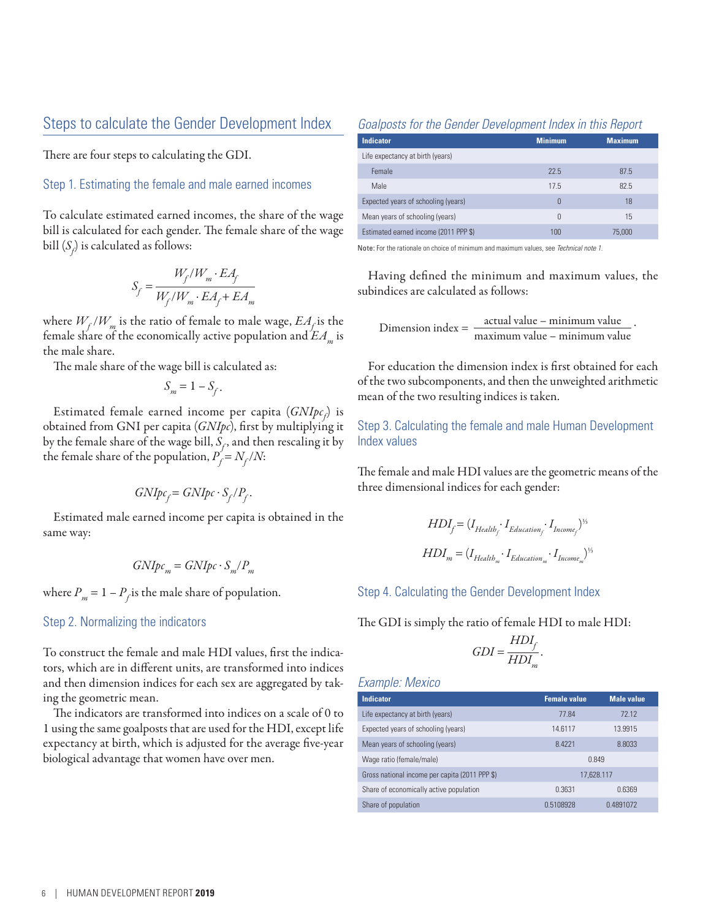## Steps to calculate the Gender Development Index

There are four steps to calculating the GDI.

### Step 1. Estimating the female and male earned incomes

To calculate estimated earned incomes, the share of the wage bill is calculated for each gender. The female share of the wage bill ($S_f$) is calculated as follows:

$$S_f = \frac{W_f/W_m \cdot EA_f}{W_f/W_m \cdot EA_f + EA_m}$$

where $W_f/W_m$ is the ratio of female to male wage, $EA_f$ is the female share of the economically active population and $EA_m$ is the male share.

The male share of the wage bill is calculated as:

$$S_m = 1 - S_f.$$

Estimated female earned income per capita ($GNIpc_f$) is obtained from GNI per capita ($GNIpc$), first by multiplying it by the female share of the wage bill, $S_f$, and then rescaling it by the female share of the population, $P_f = N_f/N$:

$$GNIpc_f = GNIpc \cdot S_f/P_f.$$

Estimated male earned income per capita is obtained in the same way:

$$GNIpc_m = GNIpc \cdot S_m/P_m$$

where $P_m = 1 - P_f$ is the male share of population.

### Step 2. Normalizing the indicators

To construct the female and male HDI values, first the indicators, which are in different units, are transformed into indices and then dimension indices for each sex are aggregated by taking the geometric mean.

The indicators are transformed into indices on a scale of 0 to 1 using the same goalposts that are used for the HDI, except life expectancy at birth, which is adjusted for the average five-year biological advantage that women have over men.

*Goalposts for the Gender Development Index in this Report*

| Indicator | Minimum | Maximum |
|---|---|---|
| Life expectancy at birth (years) | | |
| Female | 22.5 | 87.5 |
| Male | 17.5 | 82.5 |
| Expected years of schooling (years) | 0 | 18 |
| Mean years of schooling (years) | 0 | 15 |
| Estimated earned income (2011 PPP $) | 100 | 75,000 |

**Note:** For the rationale on choice of minimum and maximum values, see *Technical note 1*.

Having defined the minimum and maximum values, the subindices are calculated as follows:

$$\text{Dimension index} = \frac{\text{actual value} - \text{minimum value}}{\text{maximum value} - \text{minimum value}}.$$

For education the dimension index is first obtained for each of the two subcomponents, and then the unweighted arithmetic mean of the two resulting indices is taken.

### Step 3. Calculating the female and male Human Development Index values

The female and male HDI values are the geometric means of the three dimensional indices for each gender:

$$HDI_f = (I_{Health_f} \cdot I_{Education_f} \cdot I_{Income_f})^{1/3}$$

$$HDI_m = (I_{Health_m} \cdot I_{Education_m} \cdot I_{Income_m})^{1/3}$$

### Step 4. Calculating the Gender Development Index

The GDI is simply the ratio of female HDI to male HDI:

$$GDI = \frac{HDI_f}{HDI_m}.$$

*Example: Mexico*

| Indicator | Female value | Male value |
|---|---|---|
| Life expectancy at birth (years) | 77.84 | 72.12 |
| Expected years of schooling (years) | 14.6117 | 13.9915 |
| Mean years of schooling (years) | 8.4221 | 8.8033 |
| Wage ratio (female/male) | 0.849 | |
| Gross national income per capita (2011 PPP $) | 17,628.117 | |
| Share of economically active population | 0.3631 | 0.6369 |
| Share of population | 0.5108928 | 0.4891072 |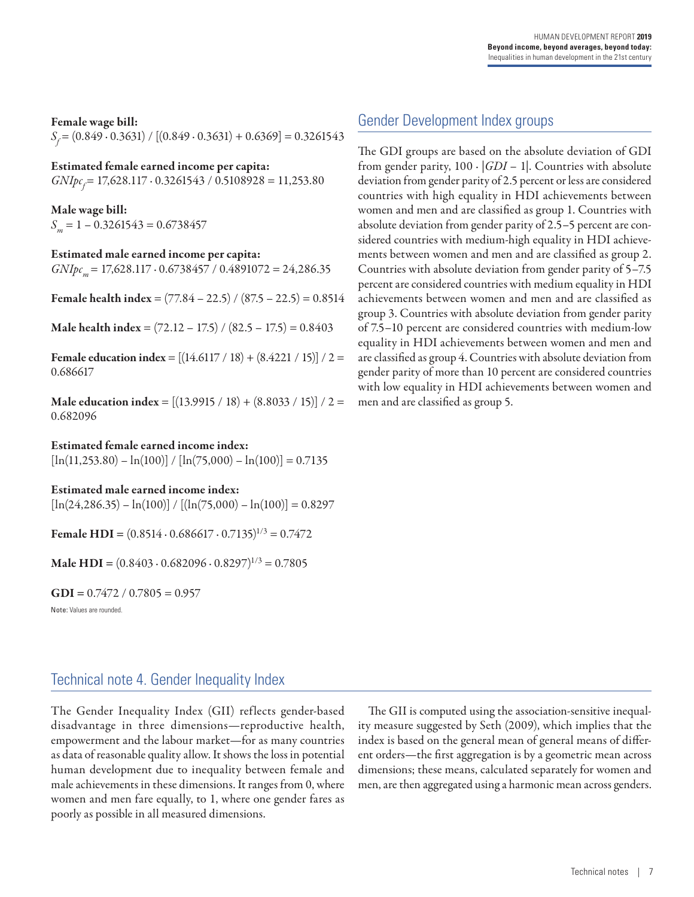**Female wage bill:**
$S_f = (0.849 \cdot 0.3631) / [(0.849 \cdot 0.3631) + 0.6369] = 0.3261543$

**Estimated female earned income per capita:**
$GNIpc_f = 17{,}628.117 \cdot 0.3261543 / 0.5108928 = 11{,}253.80$

**Male wage bill:**
$S_m = 1 - 0.3261543 = 0.6738457$

**Estimated male earned income per capita:**
$GNIpc_m = 17{,}628.117 \cdot 0.6738457 / 0.4891072 = 24{,}286.35$

**Female health index** $= (77.84 - 22.5) / (87.5 - 22.5) = 0.8514$

**Male health index** $= (72.12 - 17.5) / (82.5 - 17.5) = 0.8403$

**Female education index** $= [(14.6117 / 18) + (8.4221 / 15)] / 2 = 0.686617$

**Male education index** $= [(13.9915 / 18) + (8.8033 / 15)] / 2 = 0.682096$

**Estimated female earned income index:**
$[\ln(11{,}253.80) - \ln(100)] / [\ln(75{,}000) - \ln(100)] = 0.7135$

**Estimated male earned income index:**
$[\ln(24{,}286.35) - \ln(100)] / [(\ln(75{,}000) - \ln(100)] = 0.8297$

**Female HDI** $= (0.8514 \cdot 0.686617 \cdot 0.7135)^{1/3} = 0.7472$

**Male HDI** $= (0.8403 \cdot 0.682096 \cdot 0.8297)^{1/3} = 0.7805$

**GDI** $= 0.7472 / 0.7805 = 0.957$

Note: Values are rounded.

## Gender Development Index groups

The GDI groups are based on the absolute deviation of GDI from gender parity, $100 \cdot |GDI - 1|$. Countries with absolute deviation from gender parity of 2.5 percent or less are considered countries with high equality in HDI achievements between women and men and are classified as group 1. Countries with absolute deviation from gender parity of 2.5–5 percent are considered countries with medium-high equality in HDI achievements between women and men and are classified as group 2. Countries with absolute deviation from gender parity of 5–7.5 percent are considered countries with medium equality in HDI achievements between women and men and are classified as group 3. Countries with absolute deviation from gender parity of 7.5–10 percent are considered countries with medium-low equality in HDI achievements between women and men and are classified as group 4. Countries with absolute deviation from gender parity of more than 10 percent are considered countries with low equality in HDI achievements between women and men and are classified as group 5.

# Technical note 4. Gender Inequality Index

The Gender Inequality Index (GII) reflects gender-based disadvantage in three dimensions—reproductive health, empowerment and the labour market—for as many countries as data of reasonable quality allow. It shows the loss in potential human development due to inequality between female and male achievements in these dimensions. It ranges from 0, where women and men fare equally, to 1, where one gender fares as poorly as possible in all measured dimensions.

The GII is computed using the association-sensitive inequality measure suggested by Seth (2009), which implies that the index is based on the general mean of general means of different orders—the first aggregation is by a geometric mean across dimensions; these means, calculated separately for women and men, are then aggregated using a harmonic mean across genders.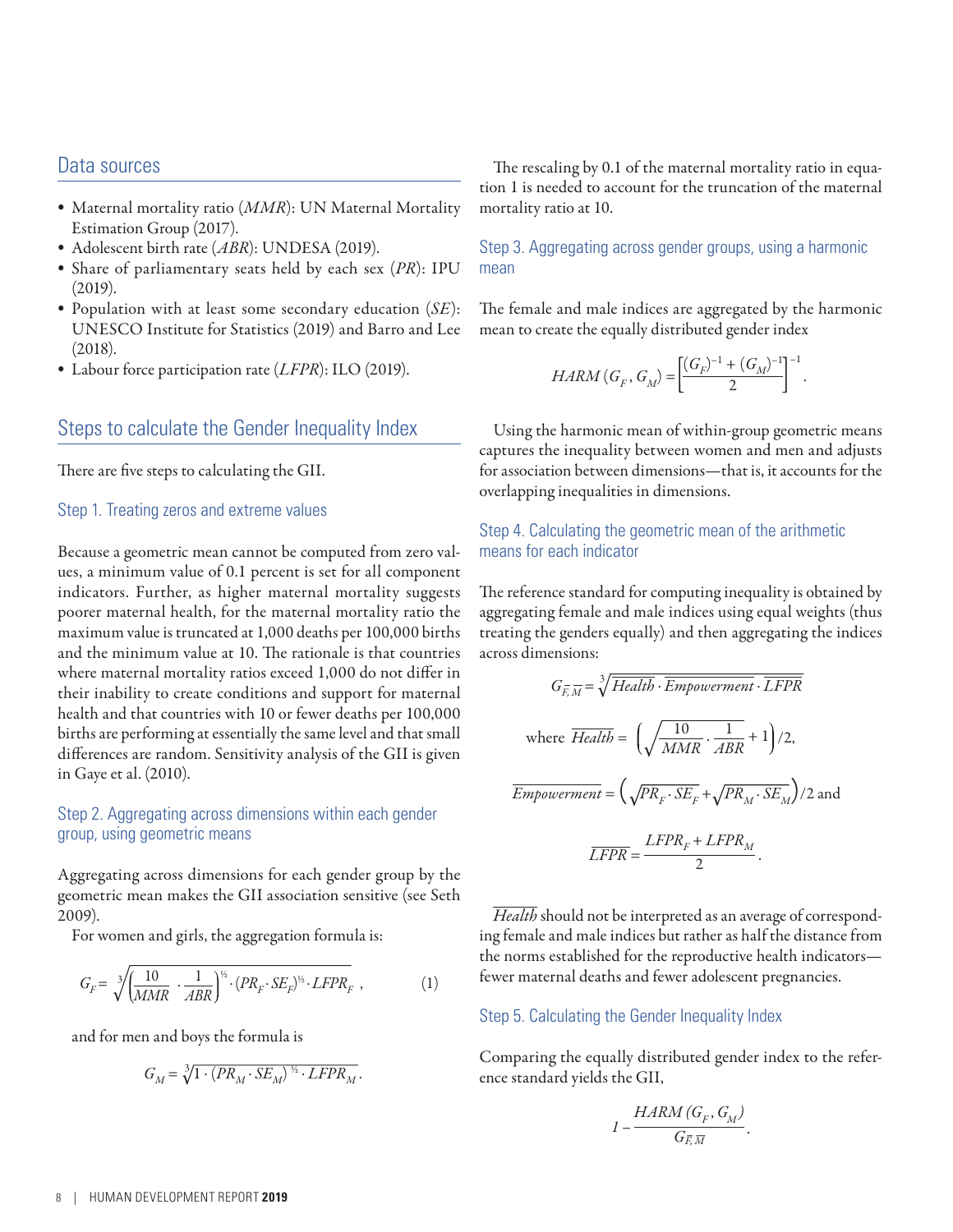## Data sources

- Maternal mortality ratio (*MMR*): UN Maternal Mortality Estimation Group (2017).
- Adolescent birth rate (*ABR*): UNDESA (2019).
- Share of parliamentary seats held by each sex (*PR*): IPU (2019).
- Population with at least some secondary education (*SE*): UNESCO Institute for Statistics (2019) and Barro and Lee (2018).
- Labour force participation rate (*LFPR*): ILO (2019).

## Steps to calculate the Gender Inequality Index

There are five steps to calculating the GII.

### Step 1. Treating zeros and extreme values

Because a geometric mean cannot be computed from zero values, a minimum value of 0.1 percent is set for all component indicators. Further, as higher maternal mortality suggests poorer maternal health, for the maternal mortality ratio the maximum value is truncated at 1,000 deaths per 100,000 births and the minimum value at 10. The rationale is that countries where maternal mortality ratios exceed 1,000 do not differ in their inability to create conditions and support for maternal health and that countries with 10 or fewer deaths per 100,000 births are performing at essentially the same level and that small differences are random. Sensitivity analysis of the GII is given in Gaye et al. (2010).

### Step 2. Aggregating across dimensions within each gender group, using geometric means

Aggregating across dimensions for each gender group by the geometric mean makes the GII association sensitive (see Seth 2009).

For women and girls, the aggregation formula is:

$$G_F = \sqrt[3]{\left(\frac{10}{MMR} \cdot \frac{1}{ABR}\right)^{\frac{1}{2}} \cdot (PR_F \cdot SE_F)^{\frac{1}{2}} \cdot LFPR_F}\,, \qquad (1)$$

and for men and boys the formula is

$$G_M = \sqrt[3]{1 \cdot (PR_M \cdot SE_M)^{\frac{1}{2}} \cdot LFPR_M}\,.$$

The rescaling by 0.1 of the maternal mortality ratio in equation 1 is needed to account for the truncation of the maternal mortality ratio at 10.

### Step 3. Aggregating across gender groups, using a harmonic mean

The female and male indices are aggregated by the harmonic mean to create the equally distributed gender index

$$HARM\,(G_F, G_M) = \left[\frac{(G_F)^{-1} + (G_M)^{-1}}{2}\right]^{-1}.$$

Using the harmonic mean of within-group geometric means captures the inequality between women and men and adjusts for association between dimensions—that is, it accounts for the overlapping inequalities in dimensions.

### Step 4. Calculating the geometric mean of the arithmetic means for each indicator

The reference standard for computing inequality is obtained by aggregating female and male indices using equal weights (thus treating the genders equally) and then aggregating the indices across dimensions:

$$G_{\overline{F},\overline{M}} = \sqrt[3]{\overline{Health} \cdot \overline{Empowerment} \cdot \overline{LFPR}}$$

$$\text{where } \overline{Health} = \left(\sqrt{\frac{10}{MMR} \cdot \frac{1}{ABR}} + 1\right)/2,$$

$$\overline{Empowerment} = \left(\sqrt{PR_F \cdot SE_F} + \sqrt{PR_M \cdot SE_M}\right)/2 \text{ and}$$

$$\overline{LFPR} = \frac{LFPR_F + LFPR_M}{2}.$$

$\overline{Health}$ should not be interpreted as an average of corresponding female and male indices but rather as half the distance from the norms established for the reproductive health indicators—fewer maternal deaths and fewer adolescent pregnancies.

### Step 5. Calculating the Gender Inequality Index

Comparing the equally distributed gender index to the reference standard yields the GII,

$$1 - \frac{HARM\,(G_F, G_M)}{G_{\overline{F},\overline{M}}}.$$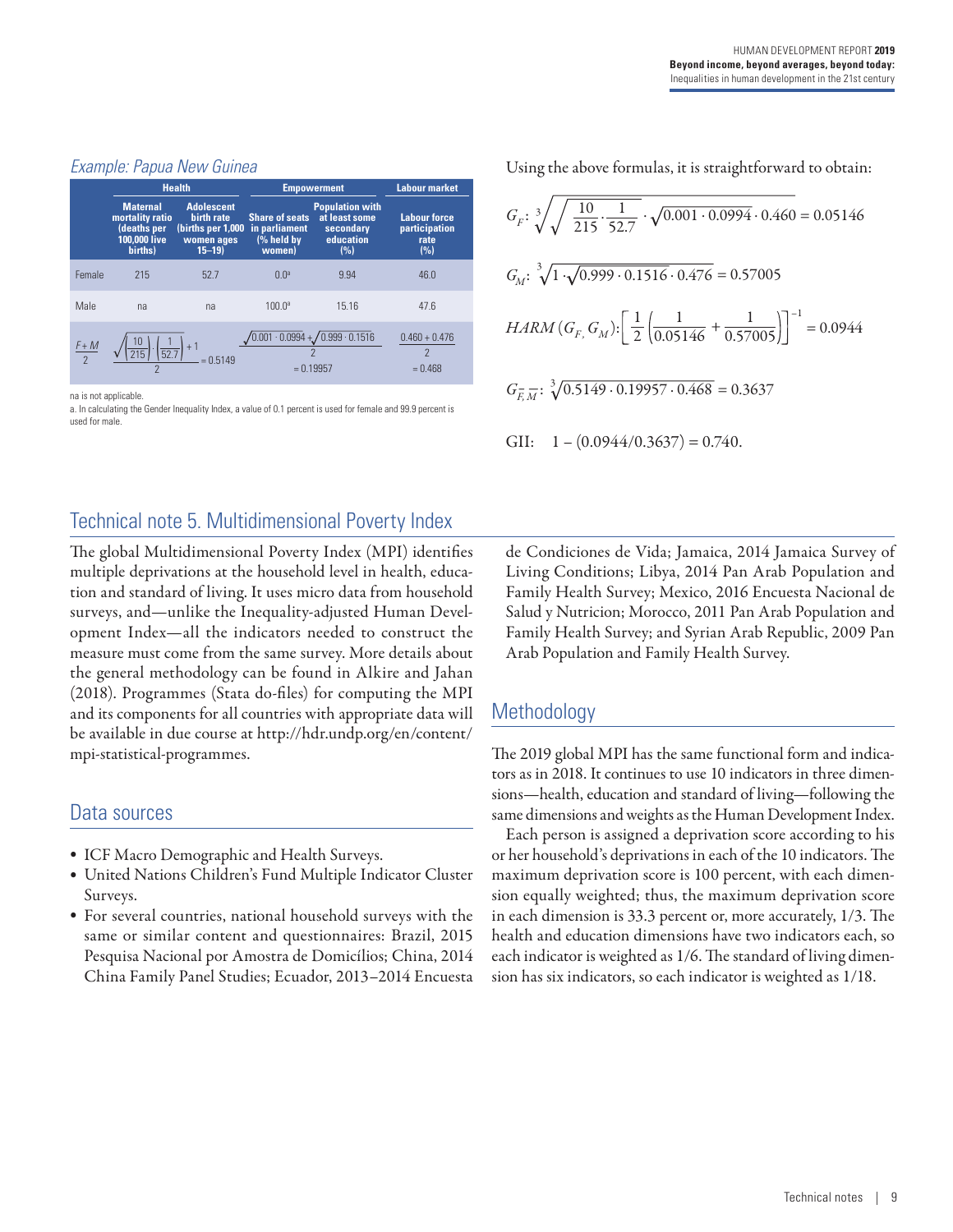### Example: Papua New Guinea

| | Health | | Empowerment | | Labour market |
|---|---|---|---|---|---|
| | Maternal mortality ratio (deaths per 100,000 live births) | Adolescent birth rate (births per 1,000 women ages 15–19) | Share of seats in parliament (% held by women) | Population with at least some secondary education (%) | Labour force participation rate (%) |
| Female | 215 | 52.7 | 0.0[a] | 9.94 | 46.0 |
| Male | na | na | 100.0[a] | 15.16 | 47.6 |
| $\frac{F+M}{2}$ | $\frac{\sqrt{\left(\frac{10}{215}\right)\cdot\left(\frac{1}{52.7}\right)}+1}{2} = 0.5149$ | | $\frac{\sqrt{0.001\cdot 0.0994}+\sqrt{0.999\cdot 0.1516}}{2} = 0.19957$ | | $\frac{0.460+0.476}{2} = 0.468$ |

na is not applicable.

a. In calculating the Gender Inequality Index, a value of 0.1 percent is used for female and 99.9 percent is used for male.

Using the above formulas, it is straightforward to obtain:

$$G_F: \sqrt[3]{\sqrt{\frac{10}{215}\cdot\frac{1}{52.7}}\cdot\sqrt{0.001\cdot 0.0994}\cdot 0.460} = 0.05146$$

$$G_M: \sqrt[3]{1\cdot\sqrt{0.999\cdot 0.1516}\cdot 0.476} = 0.57005$$

$$HARM\,(G_F, G_M): \left[\frac{1}{2}\left(\frac{1}{0.05146}+\frac{1}{0.57005}\right)\right]^{-1} = 0.0944$$

$$G_{\bar{F},\bar{M}}: \sqrt[3]{0.5149\cdot 0.19957\cdot 0.468} = 0.3637$$

$$\text{GII:} \quad 1-(0.0944/0.3637) = 0.740.$$

## Technical note 5. Multidimensional Poverty Index

The global Multidimensional Poverty Index (MPI) identifies multiple deprivations at the household level in health, education and standard of living. It uses micro data from household surveys, and—unlike the Inequality-adjusted Human Development Index—all the indicators needed to construct the measure must come from the same survey. More details about the general methodology can be found in Alkire and Jahan (2018). Programmes (Stata do-files) for computing the MPI and its components for all countries with appropriate data will be available in due course at http://hdr.undp.org/en/content/mpi-statistical-programmes.

### Data sources

- ICF Macro Demographic and Health Surveys.
- United Nations Children's Fund Multiple Indicator Cluster Surveys.
- For several countries, national household surveys with the same or similar content and questionnaires: Brazil, 2015 Pesquisa Nacional por Amostra de Domicílios; China, 2014 China Family Panel Studies; Ecuador, 2013–2014 Encuesta de Condiciones de Vida; Jamaica, 2014 Jamaica Survey of Living Conditions; Libya, 2014 Pan Arab Population and Family Health Survey; Mexico, 2016 Encuesta Nacional de Salud y Nutricion; Morocco, 2011 Pan Arab Population and Family Health Survey; and Syrian Arab Republic, 2009 Pan Arab Population and Family Health Survey.

### Methodology

The 2019 global MPI has the same functional form and indicators as in 2018. It continues to use 10 indicators in three dimensions—health, education and standard of living—following the same dimensions and weights as the Human Development Index.

Each person is assigned a deprivation score according to his or her household's deprivations in each of the 10 indicators. The maximum deprivation score is 100 percent, with each dimension equally weighted; thus, the maximum deprivation score in each dimension is 33.3 percent or, more accurately, 1/3. The health and education dimensions have two indicators each, so each indicator is weighted as 1/6. The standard of living dimension has six indicators, so each indicator is weighted as 1/18.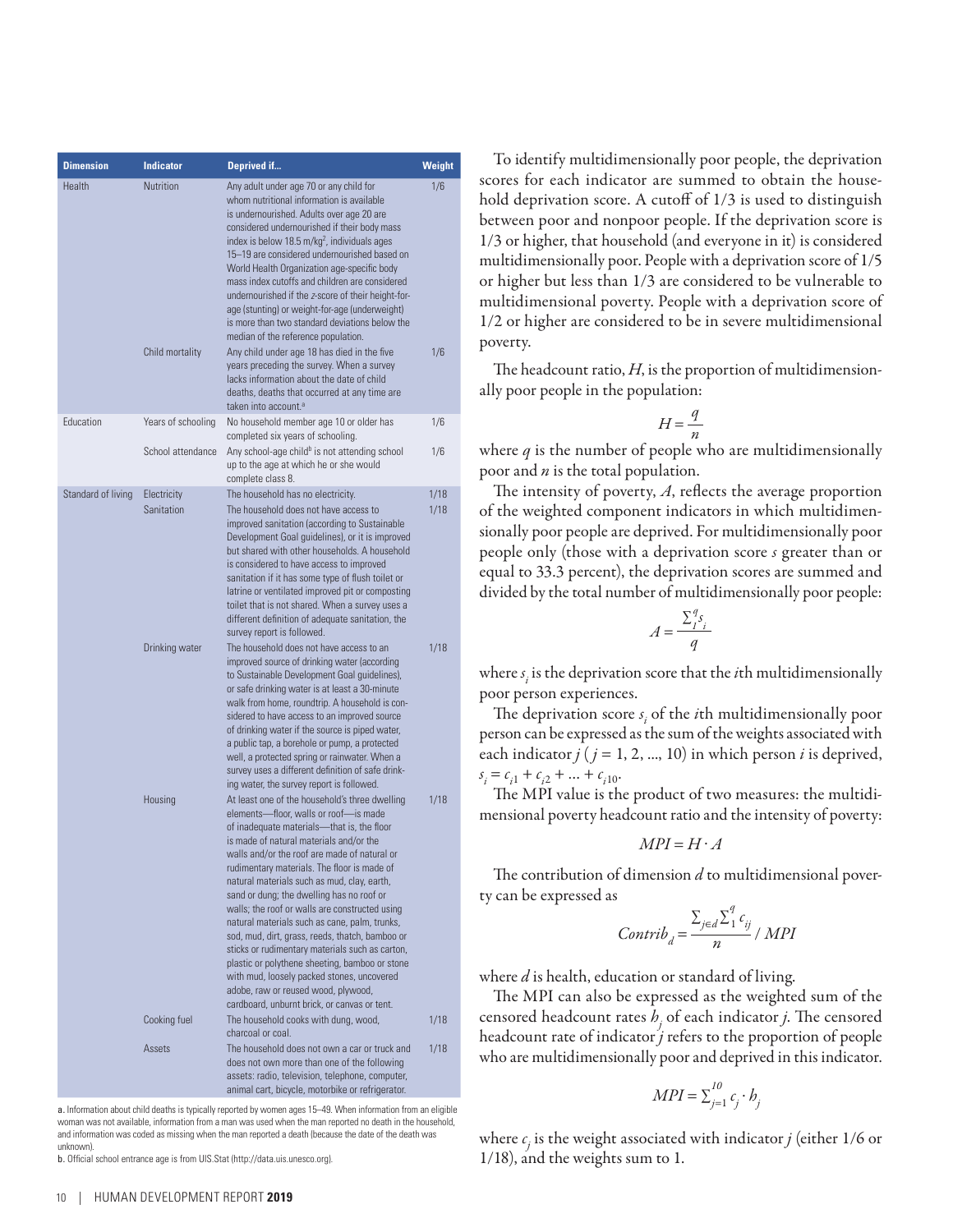| Dimension | Indicator | Deprived if... | Weight |
| --- | --- | --- | --- |
| Health | Nutrition | Any adult under age 70 or any child for whom nutritional information is available is undernourished. Adults over age 20 are considered undernourished if their body mass index is below 18.5 m/kg$^2$, individuals ages 15–19 are considered undernourished based on World Health Organization age-specific body mass index cutoffs and children are considered undernourished if the *z*-score of their height-for-age (stunting) or weight-for-age (underweight) is more than two standard deviations below the median of the reference population. | 1/6 |
| | Child mortality | Any child under age 18 has died in the five years preceding the survey. When a survey lacks information about the date of child deaths, deaths that occurred at any time are taken into account.[a] | 1/6 |
| Education | Years of schooling | No household member age 10 or older has completed six years of schooling. | 1/6 |
| | School attendance | Any school-age child[b] is not attending school up to the age at which he or she would complete class 8. | 1/6 |
| Standard of living | Electricity | The household has no electricity. | 1/18 |
| | Sanitation | The household does not have access to improved sanitation (according to Sustainable Development Goal guidelines), or it is improved but shared with other households. A household is considered to have access to improved sanitation if it has some type of flush toilet or latrine or ventilated improved pit or composting toilet that is not shared. When a survey uses a different definition of adequate sanitation, the survey report is followed. | 1/18 |
| | Drinking water | The household does not have access to an improved source of drinking water (according to Sustainable Development Goal guidelines), or safe drinking water is at least a 30-minute walk from home, roundtrip. A household is considered to have access to an improved source of drinking water if the source is piped water, a public tap, a borehole or pump, a protected well, a protected spring or rainwater. When a survey uses a different definition of safe drinking water, the survey report is followed. | 1/18 |
| | Housing | At least one of the household's three dwelling elements—floor, walls or roof—is made of inadequate materials—that is, the floor is made of natural materials and/or the walls and/or the roof are made of natural or rudimentary materials. The floor is made of natural materials such as mud, clay, earth, sand or dung; the dwelling has no roof or walls; the roof or walls are constructed using natural materials such as cane, palm, trunks, sod, mud, dirt, grass, reeds, thatch, bamboo or sticks or rudimentary materials such as carton, plastic or polythene sheeting, bamboo or stone with mud, loosely packed stones, uncovered adobe, raw or reused wood, plywood, cardboard, unburnt brick, or canvas or tent. | 1/18 |
| | Cooking fuel | The household cooks with dung, wood, charcoal or coal. | 1/18 |
| | Assets | The household does not own a car or truck and does not own more than one of the following assets: radio, television, telephone, computer, animal cart, bicycle, motorbike or refrigerator. | 1/18 |

a. Information about child deaths is typically reported by women ages 15–49. When information from an eligible woman was not available, information from a man was used when the man reported no death in the household, and information was coded as missing when the man reported a death (because the date of the death was unknown).

b. Official school entrance age is from UIS.Stat (http://data.uis.unesco.org).

To identify multidimensionally poor people, the deprivation scores for each indicator are summed to obtain the household deprivation score. A cutoff of 1/3 is used to distinguish between poor and nonpoor people. If the deprivation score is 1/3 or higher, that household (and everyone in it) is considered multidimensionally poor. People with a deprivation score of 1/5 or higher but less than 1/3 are considered to be vulnerable to multidimensional poverty. People with a deprivation score of 1/2 or higher are considered to be in severe multidimensional poverty.

The headcount ratio, $H$, is the proportion of multidimensionally poor people in the population:

$$H = \frac{q}{n}$$

where $q$ is the number of people who are multidimensionally poor and $n$ is the total population.

The intensity of poverty, $A$, reflects the average proportion of the weighted component indicators in which multidimensionally poor people are deprived. For multidimensionally poor people only (those with a deprivation score $s$ greater than or equal to 33.3 percent), the deprivation scores are summed and divided by the total number of multidimensionally poor people:

$$A = \frac{\sum_1^q s_i}{q}$$

where $s_i$ is the deprivation score that the $i$th multidimensionally poor person experiences.

The deprivation score $s_i$ of the $i$th multidimensionally poor person can be expressed as the sum of the weights associated with each indicator $j$ ($j = 1, 2, ..., 10$) in which person $i$ is deprived, $s_i = c_{i1} + c_{i2} + ... + c_{i10}$.

The MPI value is the product of two measures: the multidimensional poverty headcount ratio and the intensity of poverty:

$$MPI = H \cdot A$$

The contribution of dimension $d$ to multidimensional poverty can be expressed as

$$Contrib_d = \frac{\sum_{j \in d} \sum_1^q c_{ij}}{n} / MPI$$

where $d$ is health, education or standard of living.

The MPI can also be expressed as the weighted sum of the censored headcount rates $h_j$ of each indicator $j$. The censored headcount rate of indicator $j$ refers to the proportion of people who are multidimensionally poor and deprived in this indicator.

$$MPI = \sum_{j=1}^{10} c_j \cdot h_j$$

where $c_j$ is the weight associated with indicator $j$ (either 1/6 or 1/18), and the weights sum to 1.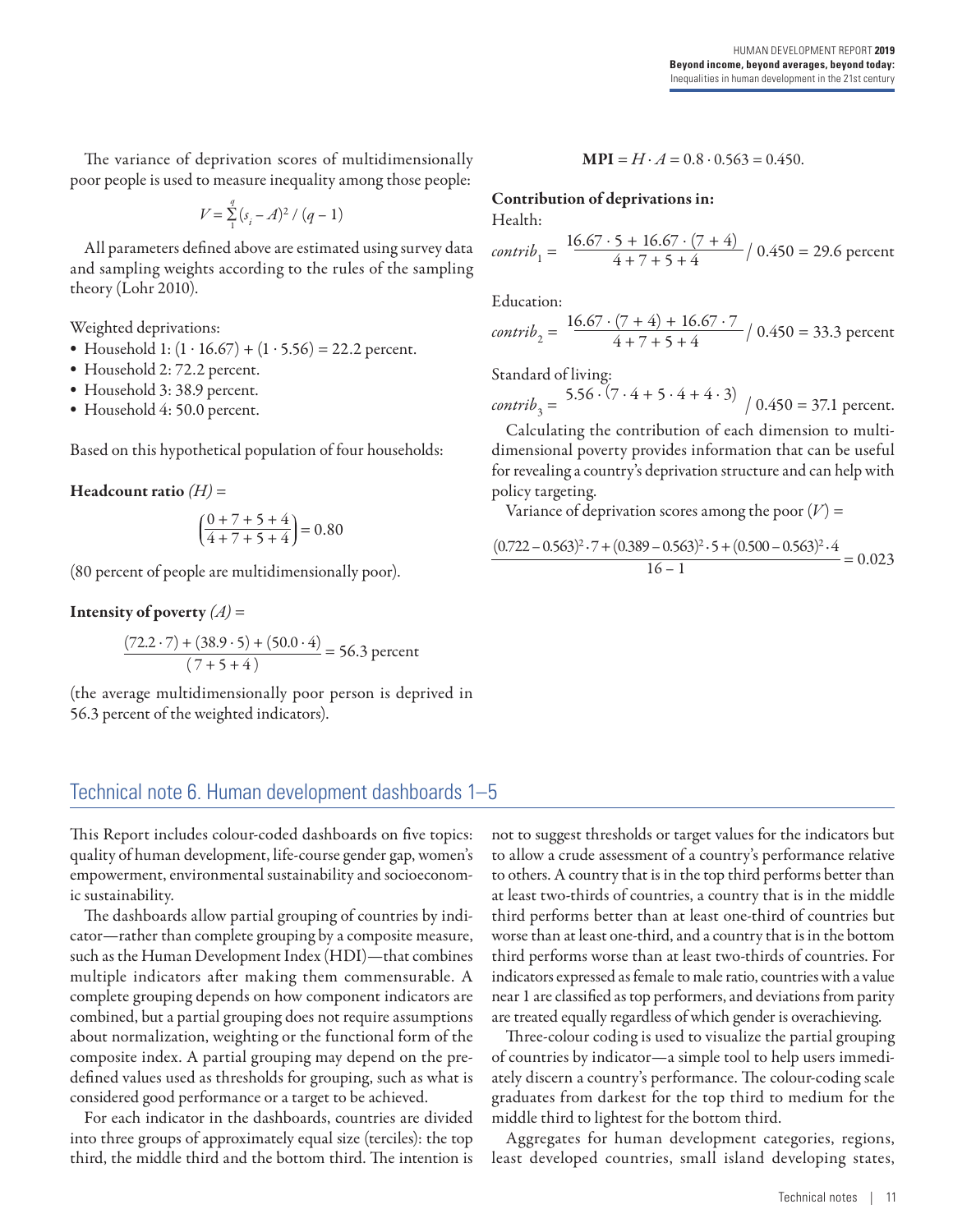The variance of deprivation scores of multidimensionally poor people is used to measure inequality among those people:

$$V = \sum_{1}^{q} (s_i - A)^2 / (q - 1)$$

All parameters defined above are estimated using survey data and sampling weights according to the rules of the sampling theory (Lohr 2010).

Weighted deprivations:

- Household 1: $(1 \cdot 16.67) + (1 \cdot 5.56) = 22.2$ percent.
- Household 2: 72.2 percent.
- Household 3: 38.9 percent.
- Household 4: 50.0 percent.

Based on this hypothetical population of four households:

**Headcount ratio** *(H)* =

$$\left(\frac{0 + 7 + 5 + 4}{4 + 7 + 5 + 4}\right) = 0.80$$

(80 percent of people are multidimensionally poor).

**Intensity of poverty** *(A)* =

$$\frac{(72.2 \cdot 7) + (38.9 \cdot 5) + (50.0 \cdot 4)}{(7 + 5 + 4)} = 56.3 \text{ percent}$$

(the average multidimensionally poor person is deprived in 56.3 percent of the weighted indicators).

$$\mathbf{MPI} = H \cdot A = 0.8 \cdot 0.563 = 0.450.$$

**Contribution of deprivations in:**

Health:

$$contrib_1 = \frac{16.67 \cdot 5 + 16.67 \cdot (7 + 4)}{4 + 7 + 5 + 4} / 0.450 = 29.6 \text{ percent}$$

Education:

$$contrib_2 = \frac{16.67 \cdot (7 + 4) + 16.67 \cdot 7}{4 + 7 + 5 + 4} / 0.450 = 33.3 \text{ percent}$$

Standard of living:

$$contrib_3 = \frac{5.56 \cdot (7 \cdot 4 + 5 \cdot 4 + 4 \cdot 3)}{4 + 7 + 5 + 4} / 0.450 = 37.1 \text{ percent.}$$

Calculating the contribution of each dimension to multidimensional poverty provides information that can be useful for revealing a country's deprivation structure and can help with policy targeting.

Variance of deprivation scores among the poor ($V$) =

$$\frac{(0.722 - 0.563)^2 \cdot 7 + (0.389 - 0.563)^2 \cdot 5 + (0.500 - 0.563)^2 \cdot 4}{16 - 1} = 0.023$$

## Technical note 6. Human development dashboards 1–5

This Report includes colour-coded dashboards on five topics: quality of human development, life-course gender gap, women's empowerment, environmental sustainability and socioeconomic sustainability.

The dashboards allow partial grouping of countries by indicator—rather than complete grouping by a composite measure, such as the Human Development Index (HDI)—that combines multiple indicators after making them commensurable. A complete grouping depends on how component indicators are combined, but a partial grouping does not require assumptions about normalization, weighting or the functional form of the composite index. A partial grouping may depend on the predefined values used as thresholds for grouping, such as what is considered good performance or a target to be achieved.

For each indicator in the dashboards, countries are divided into three groups of approximately equal size (terciles): the top third, the middle third and the bottom third. The intention is not to suggest thresholds or target values for the indicators but to allow a crude assessment of a country's performance relative to others. A country that is in the top third performs better than at least two-thirds of countries, a country that is in the middle third performs better than at least one-third of countries but worse than at least one-third, and a country that is in the bottom third performs worse than at least two-thirds of countries. For indicators expressed as female to male ratio, countries with a value near 1 are classified as top performers, and deviations from parity are treated equally regardless of which gender is overachieving.

Three-colour coding is used to visualize the partial grouping of countries by indicator—a simple tool to help users immediately discern a country's performance. The colour-coding scale graduates from darkest for the top third to medium for the middle third to lightest for the bottom third.

Aggregates for human development categories, regions, least developed countries, small island developing states,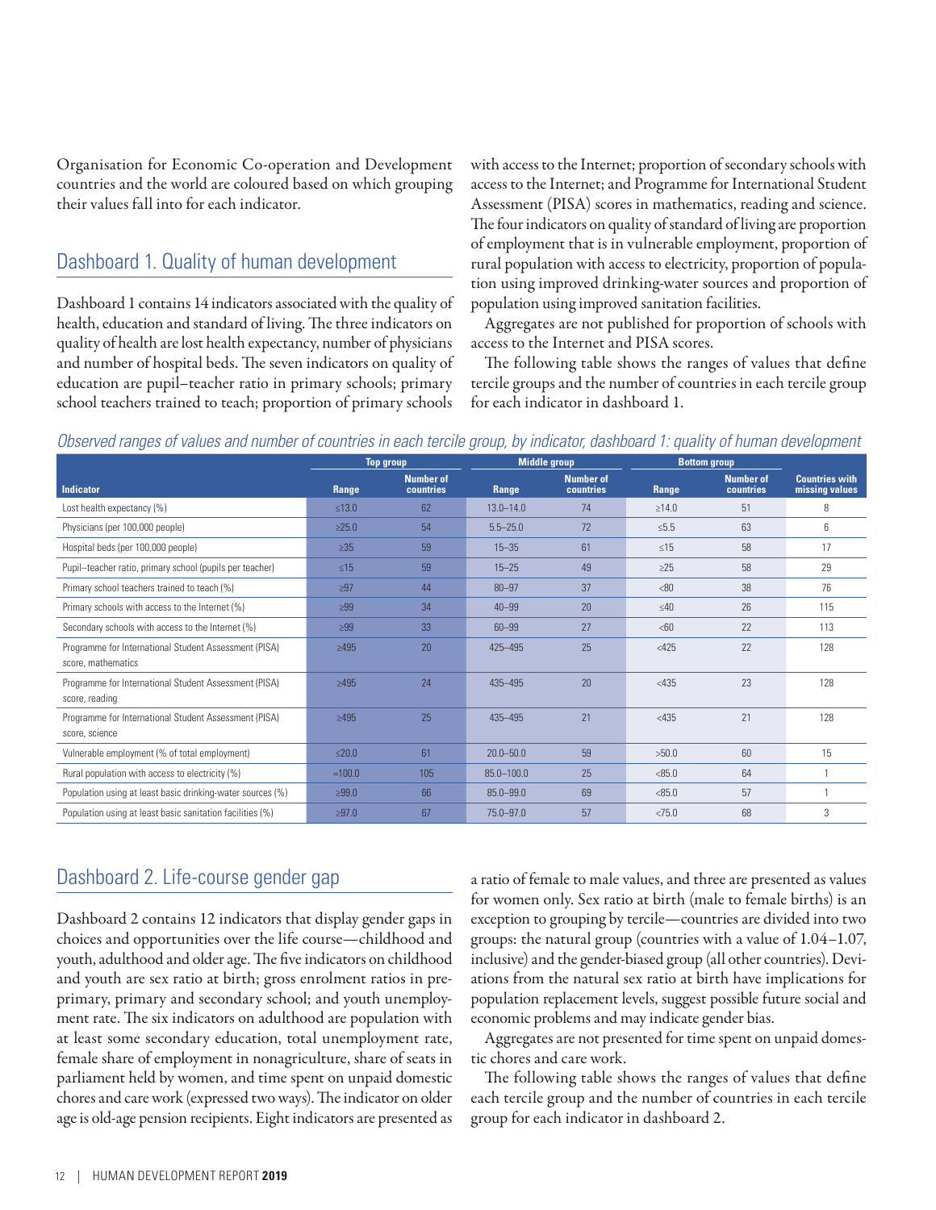Organisation for Economic Co-operation and Development countries and the world are coloured based on which grouping their values fall into for each indicator.

## Dashboard 1. Quality of human development

Dashboard 1 contains 14 indicators associated with the quality of health, education and standard of living. The three indicators on quality of health are lost health expectancy, number of physicians and number of hospital beds. The seven indicators on quality of education are pupil–teacher ratio in primary schools; primary school teachers trained to teach; proportion of primary schools with access to the Internet; proportion of secondary schools with access to the Internet; and Programme for International Student Assessment (PISA) scores in mathematics, reading and science. The four indicators on quality of standard of living are proportion of employment that is in vulnerable employment, proportion of rural population with access to electricity, proportion of population using improved drinking-water sources and proportion of population using improved sanitation facilities.

Aggregates are not published for proportion of schools with access to the Internet and PISA scores.

The following table shows the ranges of values that define tercile groups and the number of countries in each tercile group for each indicator in dashboard 1.

*Observed ranges of values and number of countries in each tercile group, by indicator, dashboard 1: quality of human development*

| | Top group | | Middle group | | Bottom group | | |
|---|---|---|---|---|---|---|---|
| Indicator | Range | Number of countries | Range | Number of countries | Range | Number of countries | Countries with missing values |
| Lost health expectancy (%) | ≤13.0 | 62 | 13.0–14.0 | 74 | ≥14.0 | 51 | 8 |
| Physicians (per 100,000 people) | ≥25.0 | 54 | 5.5–25.0 | 72 | ≤5.5 | 63 | 6 |
| Hospital beds (per 100,000 people) | ≥35 | 59 | 15–35 | 61 | ≤15 | 58 | 17 |
| Pupil–teacher ratio, primary school (pupils per teacher) | ≤15 | 59 | 15–25 | 49 | ≥25 | 58 | 29 |
| Primary school teachers trained to teach (%) | ≥97 | 44 | 80–97 | 37 | <80 | 38 | 76 |
| Primary schools with access to the Internet (%) | ≥99 | 34 | 40–99 | 20 | ≤40 | 26 | 115 |
| Secondary schools with access to the Internet (%) | ≥99 | 33 | 60–99 | 27 | <60 | 22 | 113 |
| Programme for International Student Assessment (PISA) score, mathematics | ≥495 | 20 | 425–495 | 25 | <425 | 22 | 128 |
| Programme for International Student Assessment (PISA) score, reading | ≥495 | 24 | 435–495 | 20 | <435 | 23 | 128 |
| Programme for International Student Assessment (PISA) score, science | ≥495 | 25 | 435–495 | 21 | <435 | 21 | 128 |
| Vulnerable employment (% of total employment) | ≤20.0 | 61 | 20.0–50.0 | 59 | >50.0 | 60 | 15 |
| Rural population with access to electricity (%) | =100.0 | 105 | 85.0–100.0 | 25 | <85.0 | 64 | 1 |
| Population using at least basic drinking-water sources (%) | ≥99.0 | 66 | 85.0–99.0 | 69 | <85.0 | 57 | 1 |
| Population using at least basic sanitation facilities (%) | ≥97.0 | 67 | 75.0–97.0 | 57 | <75.0 | 68 | 3 |

## Dashboard 2. Life-course gender gap

Dashboard 2 contains 12 indicators that display gender gaps in choices and opportunities over the life course—childhood and youth, adulthood and older age. The five indicators on childhood and youth are sex ratio at birth; gross enrolment ratios in pre-primary, primary and secondary school; and youth unemployment rate. The six indicators on adulthood are population with at least some secondary education, total unemployment rate, female share of employment in nonagriculture, share of seats in parliament held by women, and time spent on unpaid domestic chores and care work (expressed two ways). The indicator on older age is old-age pension recipients. Eight indicators are presented as a ratio of female to male values, and three are presented as values for women only. Sex ratio at birth (male to female births) is an exception to grouping by tercile—countries are divided into two groups: the natural group (countries with a value of 1.04–1.07, inclusive) and the gender-biased group (all other countries). Deviations from the natural sex ratio at birth have implications for population replacement levels, suggest possible future social and economic problems and may indicate gender bias.

Aggregates are not presented for time spent on unpaid domestic chores and care work.

The following table shows the ranges of values that define each tercile group and the number of countries in each tercile group for each indicator in dashboard 2.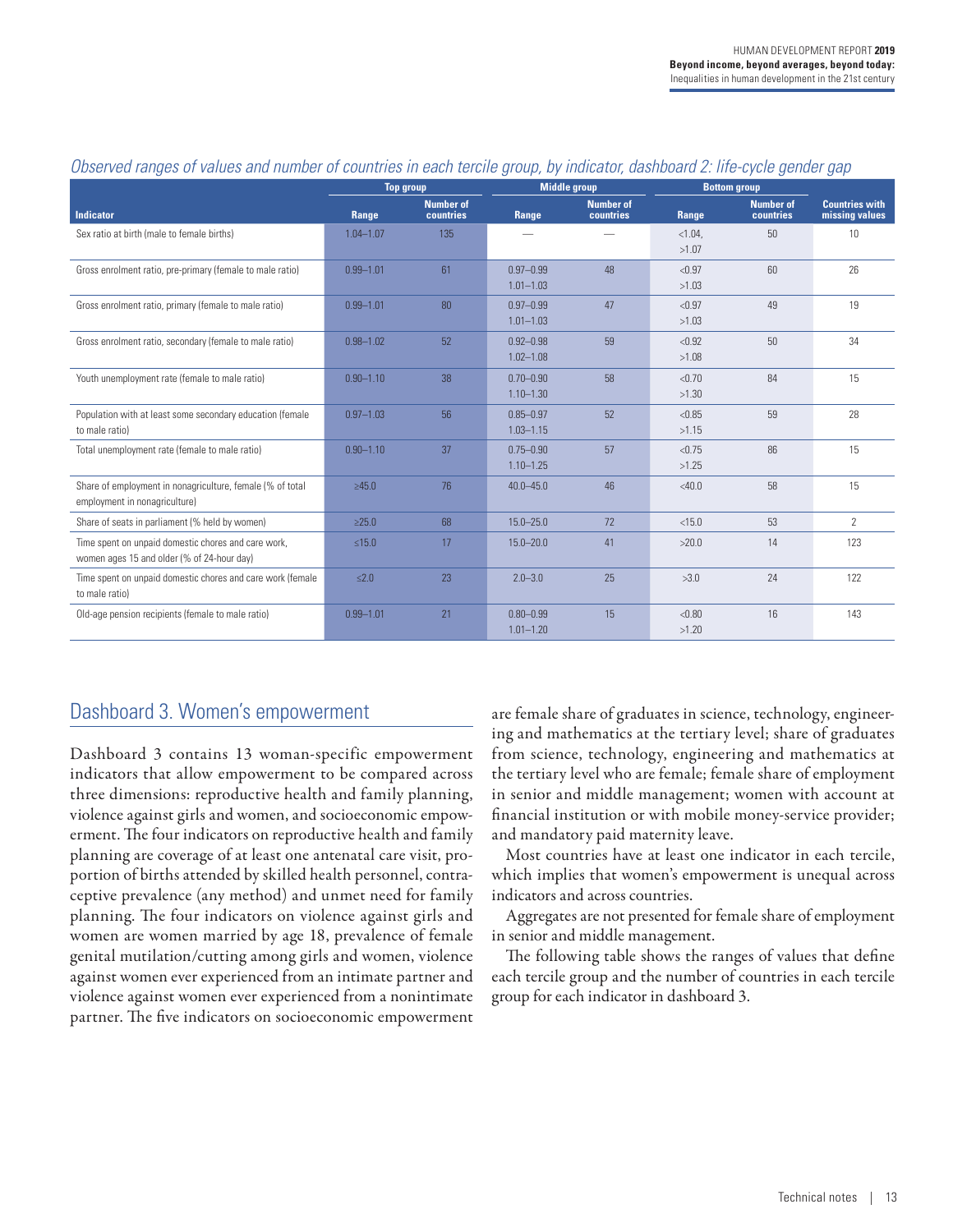*Observed ranges of values and number of countries in each tercile group, by indicator, dashboard 2: life-cycle gender gap*

| Indicator | Top group | | Middle group | | Bottom group | | Countries with missing values |
|---|---|---|---|---|---|---|---|
| | Range | Number of countries | Range | Number of countries | Range | Number of countries | |
| Sex ratio at birth (male to female births) | 1.04–1.07 | 135 | — | — | <1.04, >1.07 | 50 | 10 |
| Gross enrolment ratio, pre-primary (female to male ratio) | 0.99–1.01 | 61 | 0.97–0.99 1.01–1.03 | 48 | <0.97 >1.03 | 60 | 26 |
| Gross enrolment ratio, primary (female to male ratio) | 0.99–1.01 | 80 | 0.97–0.99 1.01–1.03 | 47 | <0.97 >1.03 | 49 | 19 |
| Gross enrolment ratio, secondary (female to male ratio) | 0.98–1.02 | 52 | 0.92–0.98 1.02–1.08 | 59 | <0.92 >1.08 | 50 | 34 |
| Youth unemployment rate (female to male ratio) | 0.90–1.10 | 38 | 0.70–0.90 1.10–1.30 | 58 | <0.70 >1.30 | 84 | 15 |
| Population with at least some secondary education (female to male ratio) | 0.97–1.03 | 56 | 0.85–0.97 1.03–1.15 | 52 | <0.85 >1.15 | 59 | 28 |
| Total unemployment rate (female to male ratio) | 0.90–1.10 | 37 | 0.75–0.90 1.10–1.25 | 57 | <0.75 >1.25 | 86 | 15 |
| Share of employment in nonagriculture, female (% of total employment in nonagriculture) | ≥45.0 | 76 | 40.0–45.0 | 46 | <40.0 | 58 | 15 |
| Share of seats in parliament (% held by women) | ≥25.0 | 68 | 15.0–25.0 | 72 | <15.0 | 53 | 2 |
| Time spent on unpaid domestic chores and care work, women ages 15 and older (% of 24-hour day) | ≤15.0 | 17 | 15.0–20.0 | 41 | >20.0 | 14 | 123 |
| Time spent on unpaid domestic chores and care work (female to male ratio) | ≤2.0 | 23 | 2.0–3.0 | 25 | >3.0 | 24 | 122 |
| Old-age pension recipients (female to male ratio) | 0.99–1.01 | 21 | 0.80–0.99 1.01–1.20 | 15 | <0.80 >1.20 | 16 | 143 |

## Dashboard 3. Women's empowerment

Dashboard 3 contains 13 woman-specific empowerment indicators that allow empowerment to be compared across three dimensions: reproductive health and family planning, violence against girls and women, and socioeconomic empowerment. The four indicators on reproductive health and family planning are coverage of at least one antenatal care visit, proportion of births attended by skilled health personnel, contraceptive prevalence (any method) and unmet need for family planning. The four indicators on violence against girls and women are women married by age 18, prevalence of female genital mutilation/cutting among girls and women, violence against women ever experienced from an intimate partner and violence against women ever experienced from a nonintimate partner. The five indicators on socioeconomic empowerment are female share of graduates in science, technology, engineering and mathematics at the tertiary level; share of graduates from science, technology, engineering and mathematics at the tertiary level who are female; female share of employment in senior and middle management; women with account at financial institution or with mobile money-service provider; and mandatory paid maternity leave.

Most countries have at least one indicator in each tercile, which implies that women's empowerment is unequal across indicators and across countries.

Aggregates are not presented for female share of employment in senior and middle management.

The following table shows the ranges of values that define each tercile group and the number of countries in each tercile group for each indicator in dashboard 3.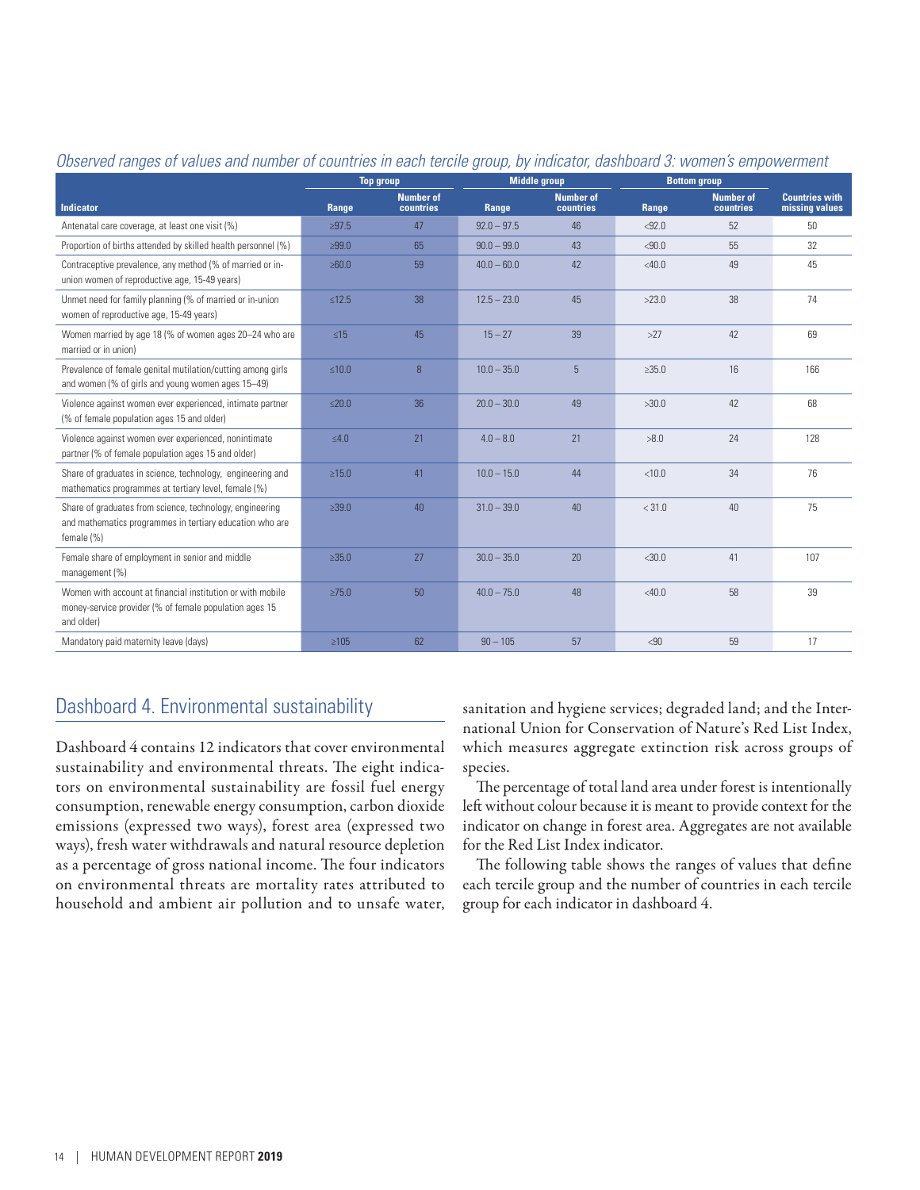*Observed ranges of values and number of countries in each tercile group, by indicator, dashboard 3: women's empowerment*

| Indicator | Top group | | Middle group | | Bottom group | | Countries with missing values |
|---|---|---|---|---|---|---|---|
| | Range | Number of countries | Range | Number of countries | Range | Number of countries | |
| Antenatal care coverage, at least one visit (%) | ≥97.5 | 47 | 92.0 – 97.5 | 46 | <92.0 | 52 | 50 |
| Proportion of births attended by skilled health personnel (%) | ≥99.0 | 65 | 90.0 – 99.0 | 43 | <90.0 | 55 | 32 |
| Contraceptive prevalence, any method (% of married or in-union women of reproductive age, 15-49 years) | ≥60.0 | 59 | 40.0 – 60.0 | 42 | <40.0 | 49 | 45 |
| Unmet need for family planning (% of married or in-union women of reproductive age, 15-49 years) | ≤12.5 | 38 | 12.5 – 23.0 | 45 | >23.0 | 38 | 74 |
| Women married by age 18 (% of women ages 20–24 who are married or in union) | ≤15 | 45 | 15 – 27 | 39 | >27 | 42 | 69 |
| Prevalence of female genital mutilation/cutting among girls and women (% of girls and young women ages 15–49) | ≤10.0 | 8 | 10.0 – 35.0 | 5 | ≥35.0 | 16 | 166 |
| Violence against women ever experienced, intimate partner (% of female population ages 15 and older) | ≤20.0 | 36 | 20.0 – 30.0 | 49 | >30.0 | 42 | 68 |
| Violence against women ever experienced, nonintimate partner (% of female population ages 15 and older) | ≤4.0 | 21 | 4.0 – 8.0 | 21 | >8.0 | 24 | 128 |
| Share of graduates in science, technology, engineering and mathematics programmes at tertiary level, female (%) | ≥15.0 | 41 | 10.0 – 15.0 | 44 | <10.0 | 34 | 76 |
| Share of graduates from science, technology, engineering and mathematics programmes in tertiary education who are female (%) | ≥39.0 | 40 | 31.0 – 39.0 | 40 | < 31.0 | 40 | 75 |
| Female share of employment in senior and middle management (%) | ≥35.0 | 27 | 30.0 – 35.0 | 20 | <30.0 | 41 | 107 |
| Women with account at financial institution or with mobile money-service provider (% of female population ages 15 and older) | ≥75.0 | 50 | 40.0 – 75.0 | 48 | <40.0 | 58 | 39 |
| Mandatory paid maternity leave (days) | ≥105 | 62 | 90 – 105 | 57 | <90 | 59 | 17 |

## Dashboard 4. Environmental sustainability

Dashboard 4 contains 12 indicators that cover environmental sustainability and environmental threats. The eight indicators on environmental sustainability are fossil fuel energy consumption, renewable energy consumption, carbon dioxide emissions (expressed two ways), forest area (expressed two ways), fresh water withdrawals and natural resource depletion as a percentage of gross national income. The four indicators on environmental threats are mortality rates attributed to household and ambient air pollution and to unsafe water, sanitation and hygiene services; degraded land; and the International Union for Conservation of Nature's Red List Index, which measures aggregate extinction risk across groups of species.

The percentage of total land area under forest is intentionally left without colour because it is meant to provide context for the indicator on change in forest area. Aggregates are not available for the Red List Index indicator.

The following table shows the ranges of values that define each tercile group and the number of countries in each tercile group for each indicator in dashboard 4.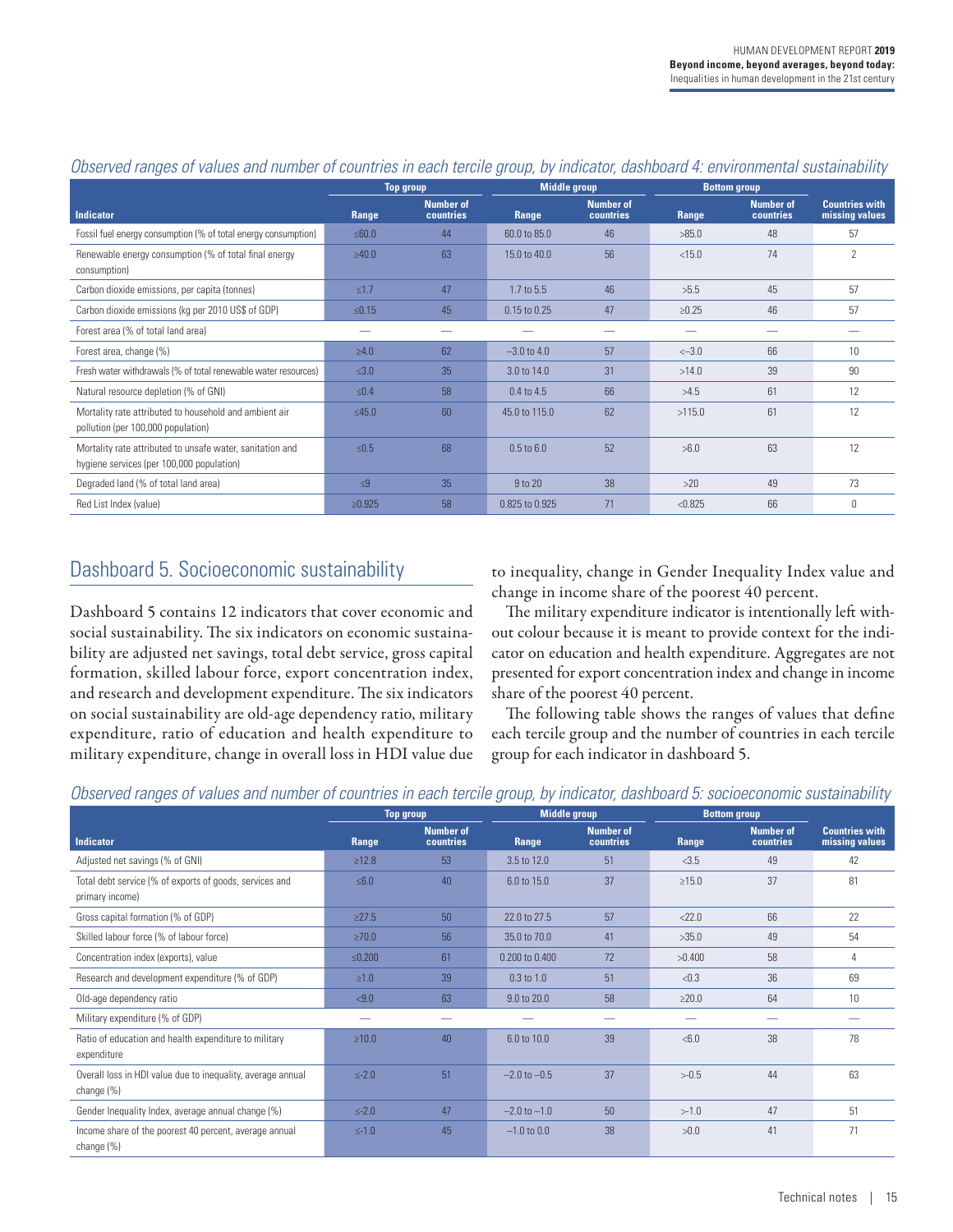*Observed ranges of values and number of countries in each tercile group, by indicator, dashboard 4: environmental sustainability*

| Indicator | Top group | | Middle group | | Bottom group | | Countries with missing values |
|---|---|---|---|---|---|---|---|
| | Range | Number of countries | Range | Number of countries | Range | Number of countries | |
| Fossil fuel energy consumption (% of total energy consumption) | ≤60.0 | 44 | 60.0 to 85.0 | 46 | >85.0 | 48 | 57 |
| Renewable energy consumption (% of total final energy consumption) | ≥40.0 | 63 | 15.0 to 40.0 | 56 | <15.0 | 74 | 2 |
| Carbon dioxide emissions, per capita (tonnes) | ≤1.7 | 47 | 1.7 to 5.5 | 46 | >5.5 | 45 | 57 |
| Carbon dioxide emissions (kg per 2010 US$ of GDP) | ≤0.15 | 45 | 0.15 to 0.25 | 47 | ≥0.25 | 46 | 57 |
| Forest area (% of total land area) | — | — | — | — | — | — | — |
| Forest area, change (%) | ≥4.0 | 62 | –3.0 to 4.0 | 57 | <–3.0 | 66 | 10 |
| Fresh water withdrawals (% of total renewable water resources) | ≤3.0 | 35 | 3.0 to 14.0 | 31 | >14.0 | 39 | 90 |
| Natural resource depletion (% of GNI) | ≤0.4 | 58 | 0.4 to 4.5 | 66 | >4.5 | 61 | 12 |
| Mortality rate attributed to household and ambient air pollution (per 100,000 population) | ≤45.0 | 60 | 45.0 to 115.0 | 62 | >115.0 | 61 | 12 |
| Mortality rate attributed to unsafe water, sanitation and hygiene services (per 100,000 population) | ≤0.5 | 68 | 0.5 to 6.0 | 52 | >6.0 | 63 | 12 |
| Degraded land (% of total land area) | ≤9 | 35 | 9 to 20 | 38 | >20 | 49 | 73 |
| Red List Index (value) | ≥0.925 | 58 | 0.825 to 0.925 | 71 | <0.825 | 66 | 0 |

## Dashboard 5. Socioeconomic sustainability

Dashboard 5 contains 12 indicators that cover economic and social sustainability. The six indicators on economic sustainability are adjusted net savings, total debt service, gross capital formation, skilled labour force, export concentration index, and research and development expenditure. The six indicators on social sustainability are old-age dependency ratio, military expenditure, ratio of education and health expenditure to military expenditure, change in overall loss in HDI value due to inequality, change in Gender Inequality Index value and change in income share of the poorest 40 percent.

The military expenditure indicator is intentionally left without colour because it is meant to provide context for the indicator on education and health expenditure. Aggregates are not presented for export concentration index and change in income share of the poorest 40 percent.

The following table shows the ranges of values that define each tercile group and the number of countries in each tercile group for each indicator in dashboard 5.

*Observed ranges of values and number of countries in each tercile group, by indicator, dashboard 5: socioeconomic sustainability*

| Indicator | Top group | | Middle group | | Bottom group | | Countries with missing values |
|---|---|---|---|---|---|---|---|
| | Range | Number of countries | Range | Number of countries | Range | Number of countries | |
| Adjusted net savings (% of GNI) | ≥12.8 | 53 | 3.5 to 12.0 | 51 | <3.5 | 49 | 42 |
| Total debt service (% of exports of goods, services and primary income) | ≤6.0 | 40 | 6.0 to 15.0 | 37 | ≥15.0 | 37 | 81 |
| Gross capital formation (% of GDP) | ≥27.5 | 50 | 22.0 to 27.5 | 57 | <22.0 | 66 | 22 |
| Skilled labour force (% of labour force) | ≥70.0 | 56 | 35.0 to 70.0 | 41 | >35.0 | 49 | 54 |
| Concentration index (exports), value | ≤0.200 | 61 | 0.200 to 0.400 | 72 | >0.400 | 58 | 4 |
| Research and development expenditure (% of GDP) | ≥1.0 | 39 | 0.3 to 1.0 | 51 | <0.3 | 36 | 69 |
| Old-age dependency ratio | <9.0 | 63 | 9.0 to 20.0 | 58 | ≥20.0 | 64 | 10 |
| Military expenditure (% of GDP) | — | — | — | — | — | — | — |
| Ratio of education and health expenditure to military expenditure | ≥10.0 | 40 | 6.0 to 10.0 | 39 | <6.0 | 38 | 78 |
| Overall loss in HDI value due to inequality, average annual change (%) | ≤-2.0 | 51 | –2.0 to –0.5 | 37 | >-0.5 | 44 | 63 |
| Gender Inequality Index, average annual change (%) | ≤-2.0 | 47 | –2.0 to –1.0 | 50 | >-1.0 | 47 | 51 |
| Income share of the poorest 40 percent, average annual change (%) | ≤-1.0 | 45 | –1.0 to 0.0 | 38 | >0.0 | 41 | 71 |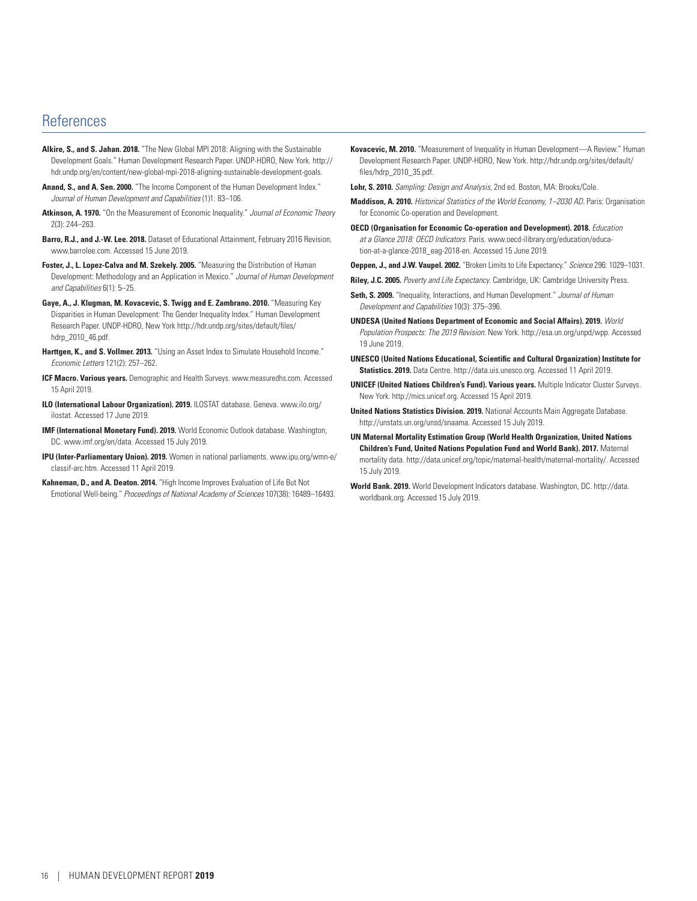## References

**Alkire, S., and S. Jahan. 2018.** "The New Global MPI 2018: Aligning with the Sustainable Development Goals." Human Development Research Paper. UNDP-HDRO, New York. http://hdr.undp.org/en/content/new-global-mpi-2018-aligning-sustainable-development-goals.

**Anand, S., and A. Sen. 2000.** "The Income Component of the Human Development Index." *Journal of Human Development and Capabilities* (1)1: 83–106.

**Atkinson, A. 1970.** "On the Measurement of Economic Inequality." *Journal of Economic Theory* 2(3): 244–263.

**Barro, R.J., and J.-W. Lee. 2018.** Dataset of Educational Attainment, February 2016 Revision. www.barrolee.com. Accessed 15 June 2019.

**Foster, J., L. Lopez-Calva and M. Szekely. 2005.** "Measuring the Distribution of Human Development: Methodology and an Application in Mexico." *Journal of Human Development and Capabilities* 6(1): 5–25.

**Gaye, A., J. Klugman, M. Kovacevic, S. Twigg and E. Zambrano. 2010.** "Measuring Key Disparities in Human Development: The Gender Inequality Index." Human Development Research Paper. UNDP-HDRO, New York http://hdr.undp.org/sites/default/files/hdrp_2010_46.pdf.

**Harttgen, K., and S. Vollmer. 2013.** "Using an Asset Index to Simulate Household Income." *Economic Letters* 121(2): 257–262.

**ICF Macro. Various years.** Demographic and Health Surveys. www.measuredhs.com. Accessed 15 April 2019.

**ILO (International Labour Organization). 2019.** ILOSTAT database. Geneva. www.ilo.org/ilostat. Accessed 17 June 2019.

**IMF (International Monetary Fund). 2019.** World Economic Outlook database. Washington, DC. www.imf.org/en/data. Accessed 15 July 2019.

**IPU (Inter-Parliamentary Union). 2019.** Women in national parliaments. www.ipu.org/wmn-e/classif-arc.htm. Accessed 11 April 2019.

**Kahneman, D., and A. Deaton. 2014.** "High Income Improves Evaluation of Life But Not Emotional Well-being." *Proceedings of National Academy of Sciences* 107(38): 16489–16493.

**Kovacevic, M. 2010.** "Measurement of Inequality in Human Development—A Review." Human Development Research Paper. UNDP-HDRO, New York. http://hdr.undp.org/sites/default/files/hdrp_2010_35.pdf.

**Lohr, S. 2010.** *Sampling: Design and Analysis*, 2nd ed. Boston, MA: Brooks/Cole.

**Maddison, A. 2010.** *Historical Statistics of the World Economy, 1–2030 AD*. Paris: Organisation for Economic Co-operation and Development.

**OECD (Organisation for Economic Co-operation and Development). 2018.** *Education at a Glance 2018: OECD Indicators*. Paris. www.oecd-ilibrary.org/education/education-at-a-glance-2018_eag-2018-en. Accessed 15 June 2019.

**Oeppen, J., and J.W. Vaupel. 2002.** "Broken Limits to Life Expectancy." *Science* 296: 1029–1031.

**Riley, J.C. 2005.** *Poverty and Life Expectancy*. Cambridge, UK: Cambridge University Press.

**Seth, S. 2009.** "Inequality, Interactions, and Human Development." *Journal of Human Development and Capabilities* 10(3): 375–396.

**UNDESA (United Nations Department of Economic and Social Affairs). 2019.** *World Population Prospects: The 2019 Revision*. New York. http://esa.un.org/unpd/wpp. Accessed 19 June 2019.

**UNESCO (United Nations Educational, Scientific and Cultural Organization) Institute for Statistics. 2019.** Data Centre. http://data.uis.unesco.org. Accessed 11 April 2019.

**UNICEF (United Nations Children's Fund). Various years.** Multiple Indicator Cluster Surveys. New York. http://mics.unicef.org. Accessed 15 April 2019.

**United Nations Statistics Division. 2019.** National Accounts Main Aggregate Database. http://unstats.un.org/unsd/snaama. Accessed 15 July 2019.

**UN Maternal Mortality Estimation Group (World Health Organization, United Nations Children's Fund, United Nations Population Fund and World Bank). 2017.** Maternal mortality data. http://data.unicef.org/topic/maternal-health/maternal-mortality/. Accessed 15 July 2019.

**World Bank. 2019.** World Development Indicators database. Washington, DC. http://data.worldbank.org. Accessed 15 July 2019.